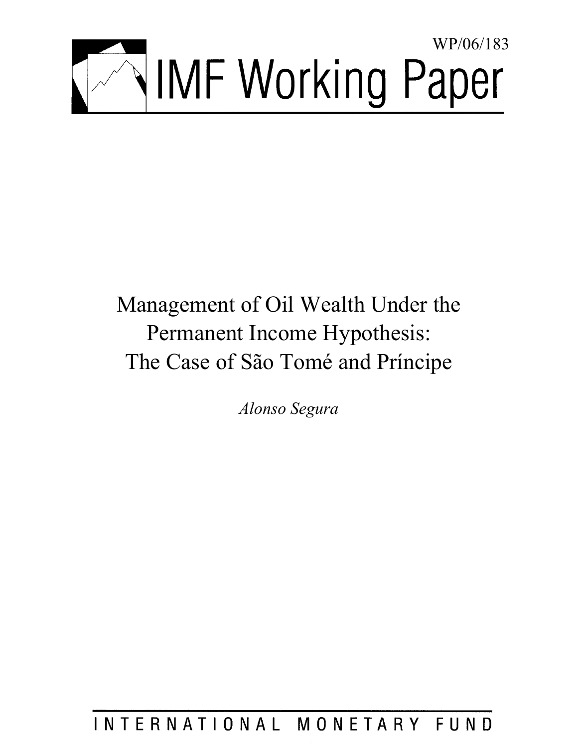WP/06/183

# IMF Working Paper

# Management of Oil Wealth Under the Permanent Income Hypothesis: The Case of São Tomé and Príncipe

*Alonso Segura*

INTERNATIONAL MONETARY FUND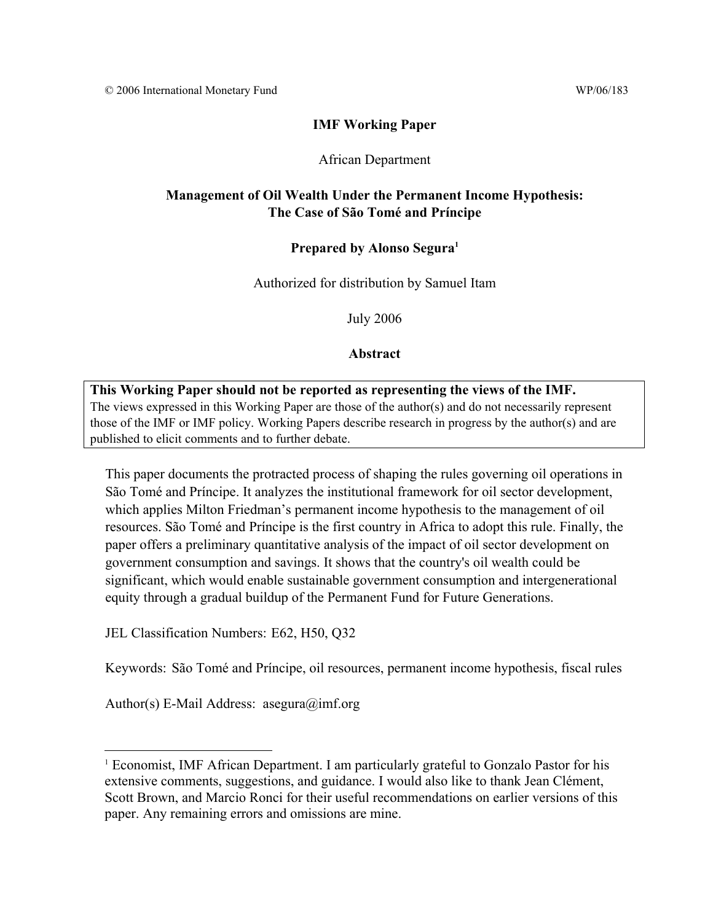© 2006 International Monetary Fund WP/06/183

**IMF Working Paper**

African Department

**Management of Oil Wealth Under the Permanent Income Hypothesis: The Case of São Tomé and Príncipe**

**Prepared by Alonso Segura**[1]

Authorized for distribution by Samuel Itam

July 2006

**Abstract**

**This Working Paper should not be reported as representing the views of the IMF.**
The views expressed in this Working Paper are those of the author(s) and do not necessarily represent those of the IMF or IMF policy. Working Papers describe research in progress by the author(s) and are published to elicit comments and to further debate.

This paper documents the protracted process of shaping the rules governing oil operations in São Tomé and Príncipe. It analyzes the institutional framework for oil sector development, which applies Milton Friedman's permanent income hypothesis to the management of oil resources. São Tomé and Príncipe is the first country in Africa to adopt this rule. Finally, the paper offers a preliminary quantitative analysis of the impact of oil sector development on government consumption and savings. It shows that the country's oil wealth could be significant, which would enable sustainable government consumption and intergenerational equity through a gradual buildup of the Permanent Fund for Future Generations.

JEL Classification Numbers: E62, H50, Q32

Keywords: São Tomé and Príncipe, oil resources, permanent income hypothesis, fiscal rules

Author(s) E-Mail Address: asegura@imf.org

[1] Economist, IMF African Department. I am particularly grateful to Gonzalo Pastor for his extensive comments, suggestions, and guidance. I would also like to thank Jean Clément, Scott Brown, and Marcio Ronci for their useful recommendations on earlier versions of this paper. Any remaining errors and omissions are mine.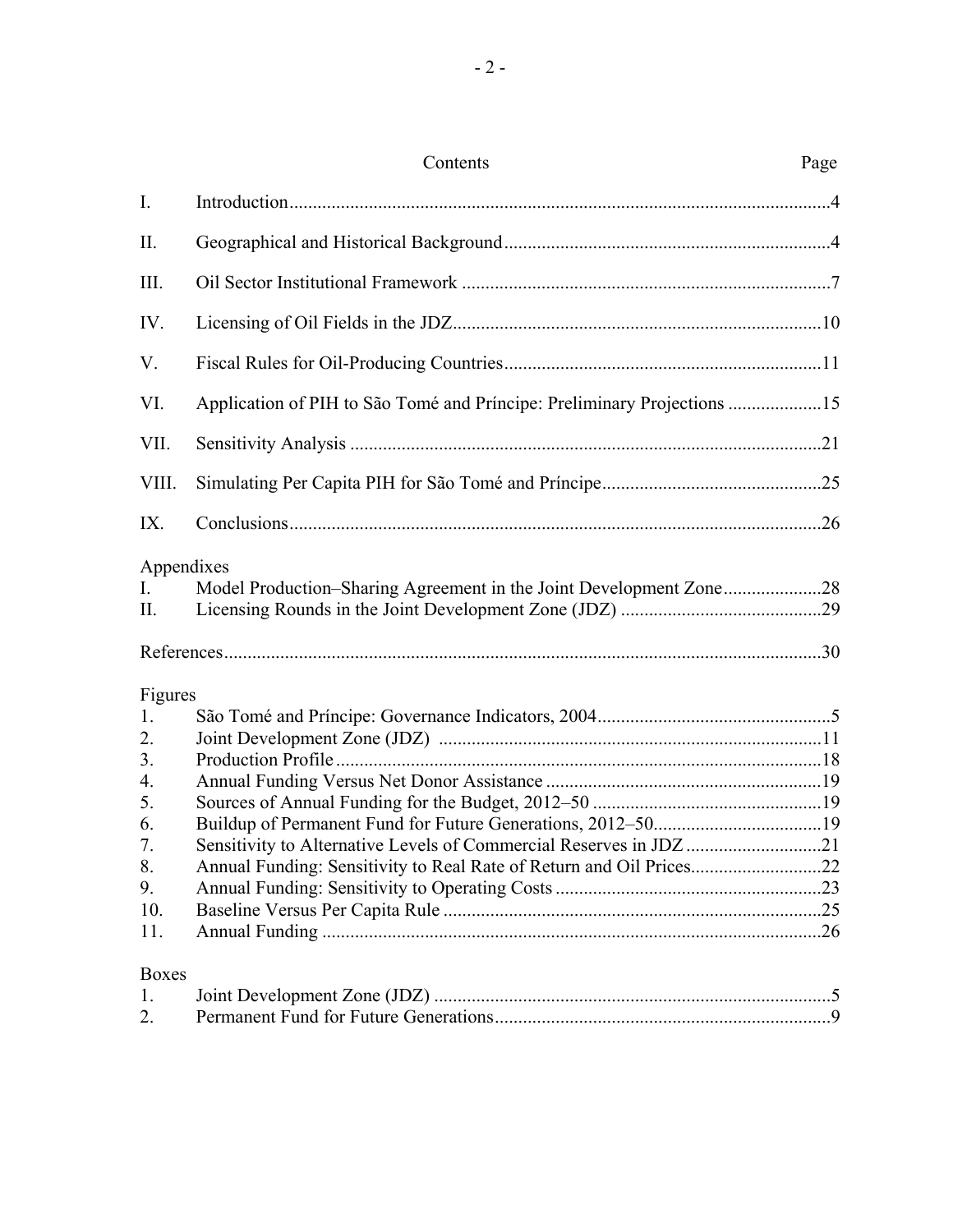# Contents

| | | Page |
|---|---|---|
| I. | Introduction | 4 |
| II. | Geographical and Historical Background | 4 |
| III. | Oil Sector Institutional Framework | 7 |
| IV. | Licensing of Oil Fields in the JDZ | 10 |
| V. | Fiscal Rules for Oil-Producing Countries | 11 |
| VI. | Application of PIH to São Tomé and Príncipe: Preliminary Projections | 15 |
| VII. | Sensitivity Analysis | 21 |
| VIII. | Simulating Per Capita PIH for São Tomé and Príncipe | 25 |
| IX. | Conclusions | 26 |

**Appendixes**

| | | |
|---|---|---|
| I. | Model Production–Sharing Agreement in the Joint Development Zone | 28 |
| II. | Licensing Rounds in the Joint Development Zone (JDZ) | 29 |

References ... 30

**Figures**

| | | |
|---|---|---|
| 1. | São Tomé and Príncipe: Governance Indicators, 2004 | 5 |
| 2. | Joint Development Zone (JDZ) | 11 |
| 3. | Production Profile | 18 |
| 4. | Annual Funding Versus Net Donor Assistance | 19 |
| 5. | Sources of Annual Funding for the Budget, 2012–50 | 19 |
| 6. | Buildup of Permanent Fund for Future Generations, 2012–50 | 19 |
| 7. | Sensitivity to Alternative Levels of Commercial Reserves in JDZ | 21 |
| 8. | Annual Funding: Sensitivity to Real Rate of Return and Oil Prices | 22 |
| 9. | Annual Funding: Sensitivity to Operating Costs | 23 |
| 10. | Baseline Versus Per Capita Rule | 25 |
| 11. | Annual Funding | 26 |

**Boxes**

| | | |
|---|---|---|
| 1. | Joint Development Zone (JDZ) | 5 |
| 2. | Permanent Fund for Future Generations | 9 |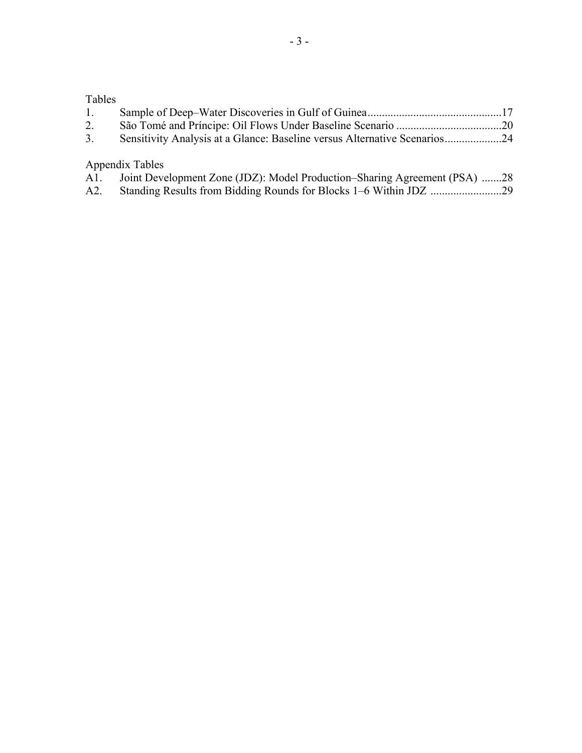Tables

1. Sample of Deep–Water Discoveries in Gulf of Guinea ....................................................17
2. São Tomé and Príncipe: Oil Flows Under Baseline Scenario ..........................................20
3. Sensitivity Analysis at a Glance: Baseline versus Alternative Scenarios.........................24

Appendix Tables

A1. Joint Development Zone (JDZ): Model Production–Sharing Agreement (PSA) .......28
A2. Standing Results from Bidding Rounds for Blocks 1–6 Within JDZ .........................29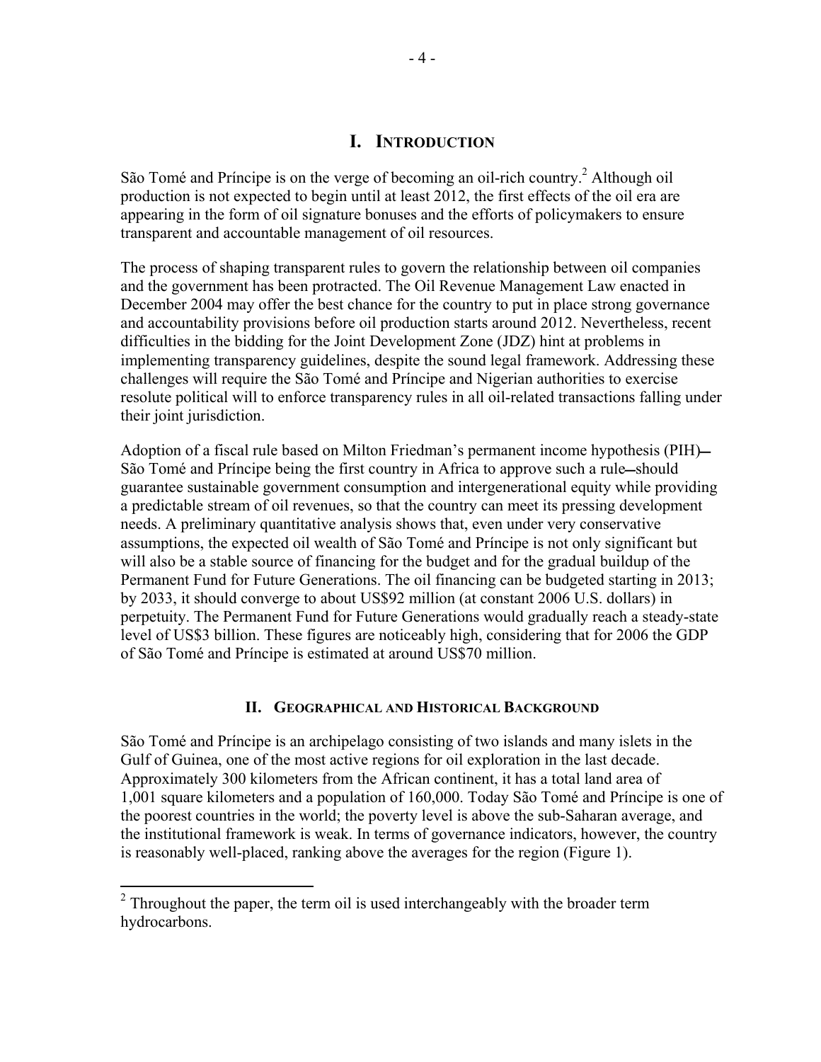# I. Introduction

São Tomé and Príncipe is on the verge of becoming an oil-rich country.[2] Although oil production is not expected to begin until at least 2012, the first effects of the oil era are appearing in the form of oil signature bonuses and the efforts of policymakers to ensure transparent and accountable management of oil resources.

The process of shaping transparent rules to govern the relationship between oil companies and the government has been protracted. The Oil Revenue Management Law enacted in December 2004 may offer the best chance for the country to put in place strong governance and accountability provisions before oil production starts around 2012. Nevertheless, recent difficulties in the bidding for the Joint Development Zone (JDZ) hint at problems in implementing transparency guidelines, despite the sound legal framework. Addressing these challenges will require the São Tomé and Príncipe and Nigerian authorities to exercise resolute political will to enforce transparency rules in all oil-related transactions falling under their joint jurisdiction.

Adoption of a fiscal rule based on Milton Friedman's permanent income hypothesis (PIH)—São Tomé and Príncipe being the first country in Africa to approve such a rule—should guarantee sustainable government consumption and intergenerational equity while providing a predictable stream of oil revenues, so that the country can meet its pressing development needs. A preliminary quantitative analysis shows that, even under very conservative assumptions, the expected oil wealth of São Tomé and Príncipe is not only significant but will also be a stable source of financing for the budget and for the gradual buildup of the Permanent Fund for Future Generations. The oil financing can be budgeted starting in 2013; by 2033, it should converge to about US$92 million (at constant 2006 U.S. dollars) in perpetuity. The Permanent Fund for Future Generations would gradually reach a steady-state level of US$3 billion. These figures are noticeably high, considering that for 2006 the GDP of São Tomé and Príncipe is estimated at around US$70 million.

## II. Geographical and Historical Background

São Tomé and Príncipe is an archipelago consisting of two islands and many islets in the Gulf of Guinea, one of the most active regions for oil exploration in the last decade. Approximately 300 kilometers from the African continent, it has a total land area of 1,001 square kilometers and a population of 160,000. Today São Tomé and Príncipe is one of the poorest countries in the world; the poverty level is above the sub-Saharan average, and the institutional framework is weak. In terms of governance indicators, however, the country is reasonably well-placed, ranking above the averages for the region (Figure 1).

---

[2] Throughout the paper, the term oil is used interchangeably with the broader term hydrocarbons.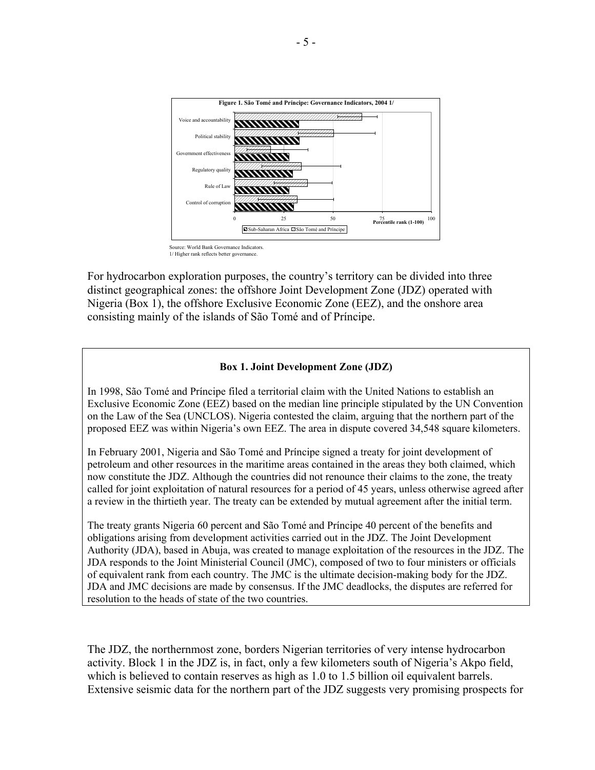**Figure 1. São Tomé and Príncipe: Governance Indicators, 2004 1/**

Source: World Bank Governance Indicators.
1/ Higher rank reflects better governance.

For hydrocarbon exploration purposes, the country's territory can be divided into three distinct geographical zones: the offshore Joint Development Zone (JDZ) operated with Nigeria (Box 1), the offshore Exclusive Economic Zone (EEZ), and the onshore area consisting mainly of the islands of São Tomé and of Príncipe.

> **Box 1. Joint Development Zone (JDZ)**
>
> In 1998, São Tomé and Príncipe filed a territorial claim with the United Nations to establish an Exclusive Economic Zone (EEZ) based on the median line principle stipulated by the UN Convention on the Law of the Sea (UNCLOS). Nigeria contested the claim, arguing that the northern part of the proposed EEZ was within Nigeria's own EEZ. The area in dispute covered 34,548 square kilometers.
>
> In February 2001, Nigeria and São Tomé and Príncipe signed a treaty for joint development of petroleum and other resources in the maritime areas contained in the areas they both claimed, which now constitute the JDZ. Although the countries did not renounce their claims to the zone, the treaty called for joint exploitation of natural resources for a period of 45 years, unless otherwise agreed after a review in the thirtieth year. The treaty can be extended by mutual agreement after the initial term.
>
> The treaty grants Nigeria 60 percent and São Tomé and Príncipe 40 percent of the benefits and obligations arising from development activities carried out in the JDZ. The Joint Development Authority (JDA), based in Abuja, was created to manage exploitation of the resources in the JDZ. The JDA responds to the Joint Ministerial Council (JMC), composed of two to four ministers or officials of equivalent rank from each country. The JMC is the ultimate decision-making body for the JDZ. JDA and JMC decisions are made by consensus. If the JMC deadlocks, the disputes are referred for resolution to the heads of state of the two countries.

The JDZ, the northernmost zone, borders Nigerian territories of very intense hydrocarbon activity. Block 1 in the JDZ is, in fact, only a few kilometers south of Nigeria's Akpo field, which is believed to contain reserves as high as 1.0 to 1.5 billion oil equivalent barrels. Extensive seismic data for the northern part of the JDZ suggests very promising prospects for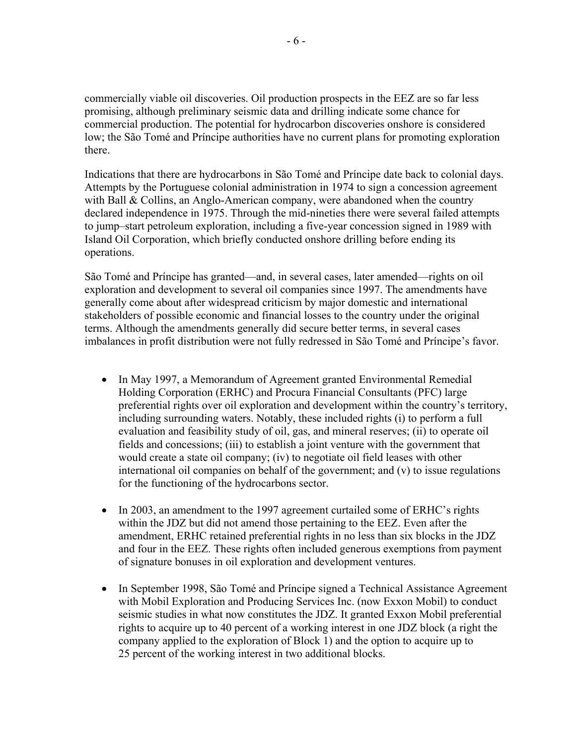commercially viable oil discoveries. Oil production prospects in the EEZ are so far less promising, although preliminary seismic data and drilling indicate some chance for commercial production. The potential for hydrocarbon discoveries onshore is considered low; the São Tomé and Príncipe authorities have no current plans for promoting exploration there.

Indications that there are hydrocarbons in São Tomé and Príncipe date back to colonial days. Attempts by the Portuguese colonial administration in 1974 to sign a concession agreement with Ball & Collins, an Anglo-American company, were abandoned when the country declared independence in 1975. Through the mid-nineties there were several failed attempts to jump–start petroleum exploration, including a five-year concession signed in 1989 with Island Oil Corporation, which briefly conducted onshore drilling before ending its operations.

São Tomé and Príncipe has granted—and, in several cases, later amended—rights on oil exploration and development to several oil companies since 1997. The amendments have generally come about after widespread criticism by major domestic and international stakeholders of possible economic and financial losses to the country under the original terms. Although the amendments generally did secure better terms, in several cases imbalances in profit distribution were not fully redressed in São Tomé and Príncipe's favor.

- In May 1997, a Memorandum of Agreement granted Environmental Remedial Holding Corporation (ERHC) and Procura Financial Consultants (PFC) large preferential rights over oil exploration and development within the country's territory, including surrounding waters. Notably, these included rights (i) to perform a full evaluation and feasibility study of oil, gas, and mineral reserves; (ii) to operate oil fields and concessions; (iii) to establish a joint venture with the government that would create a state oil company; (iv) to negotiate oil field leases with other international oil companies on behalf of the government; and (v) to issue regulations for the functioning of the hydrocarbons sector.

- In 2003, an amendment to the 1997 agreement curtailed some of ERHC's rights within the JDZ but did not amend those pertaining to the EEZ. Even after the amendment, ERHC retained preferential rights in no less than six blocks in the JDZ and four in the EEZ. These rights often included generous exemptions from payment of signature bonuses in oil exploration and development ventures.

- In September 1998, São Tomé and Príncipe signed a Technical Assistance Agreement with Mobil Exploration and Producing Services Inc. (now Exxon Mobil) to conduct seismic studies in what now constitutes the JDZ. It granted Exxon Mobil preferential rights to acquire up to 40 percent of a working interest in one JDZ block (a right the company applied to the exploration of Block 1) and the option to acquire up to 25 percent of the working interest in two additional blocks.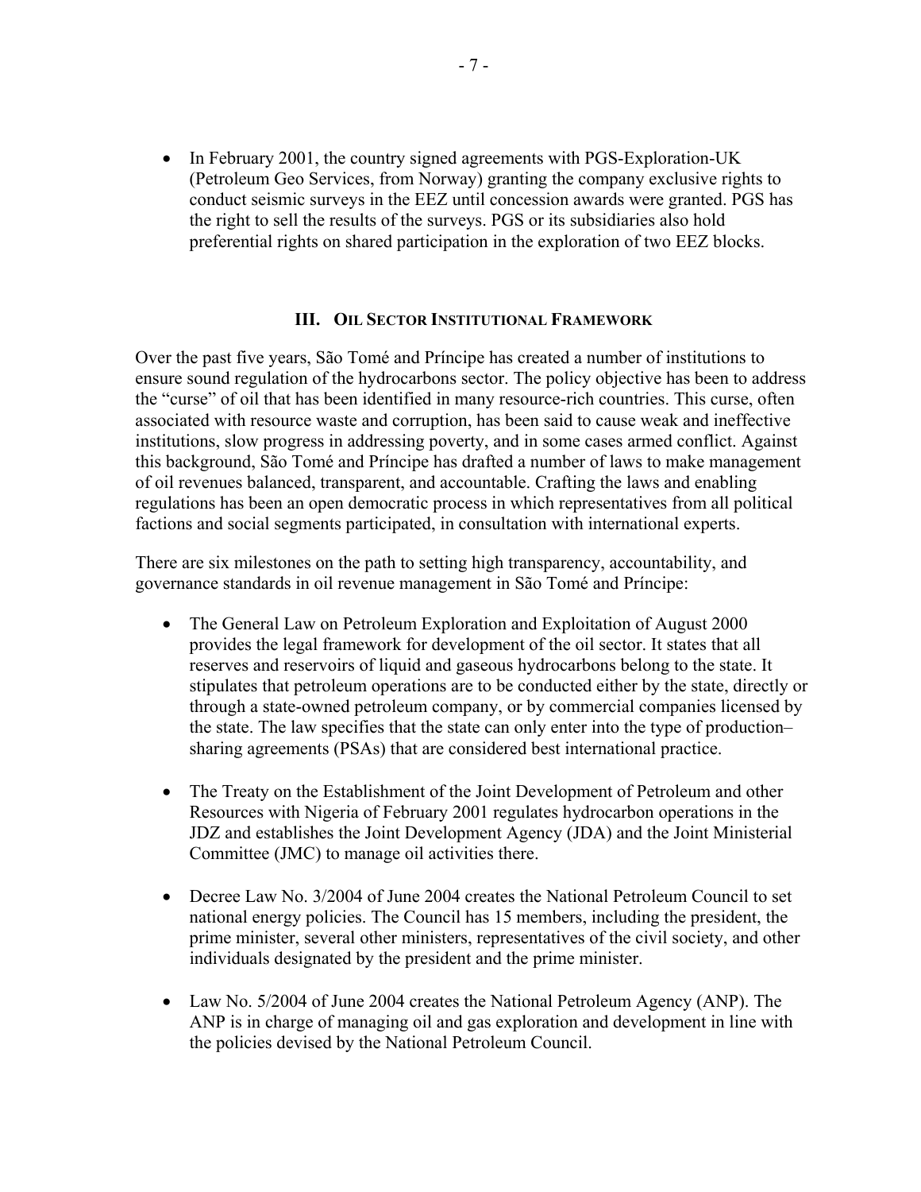- In February 2001, the country signed agreements with PGS-Exploration-UK (Petroleum Geo Services, from Norway) granting the company exclusive rights to conduct seismic surveys in the EEZ until concession awards were granted. PGS has the right to sell the results of the surveys. PGS or its subsidiaries also hold preferential rights on shared participation in the exploration of two EEZ blocks.

## III. Oil Sector Institutional Framework

Over the past five years, São Tomé and Príncipe has created a number of institutions to ensure sound regulation of the hydrocarbons sector. The policy objective has been to address the "curse" of oil that has been identified in many resource-rich countries. This curse, often associated with resource waste and corruption, has been said to cause weak and ineffective institutions, slow progress in addressing poverty, and in some cases armed conflict. Against this background, São Tomé and Príncipe has drafted a number of laws to make management of oil revenues balanced, transparent, and accountable. Crafting the laws and enabling regulations has been an open democratic process in which representatives from all political factions and social segments participated, in consultation with international experts.

There are six milestones on the path to setting high transparency, accountability, and governance standards in oil revenue management in São Tomé and Príncipe:

- The General Law on Petroleum Exploration and Exploitation of August 2000 provides the legal framework for development of the oil sector. It states that all reserves and reservoirs of liquid and gaseous hydrocarbons belong to the state. It stipulates that petroleum operations are to be conducted either by the state, directly or through a state-owned petroleum company, or by commercial companies licensed by the state. The law specifies that the state can only enter into the type of production–sharing agreements (PSAs) that are considered best international practice.

- The Treaty on the Establishment of the Joint Development of Petroleum and other Resources with Nigeria of February 2001 regulates hydrocarbon operations in the JDZ and establishes the Joint Development Agency (JDA) and the Joint Ministerial Committee (JMC) to manage oil activities there.

- Decree Law No. 3/2004 of June 2004 creates the National Petroleum Council to set national energy policies. The Council has 15 members, including the president, the prime minister, several other ministers, representatives of the civil society, and other individuals designated by the president and the prime minister.

- Law No. 5/2004 of June 2004 creates the National Petroleum Agency (ANP). The ANP is in charge of managing oil and gas exploration and development in line with the policies devised by the National Petroleum Council.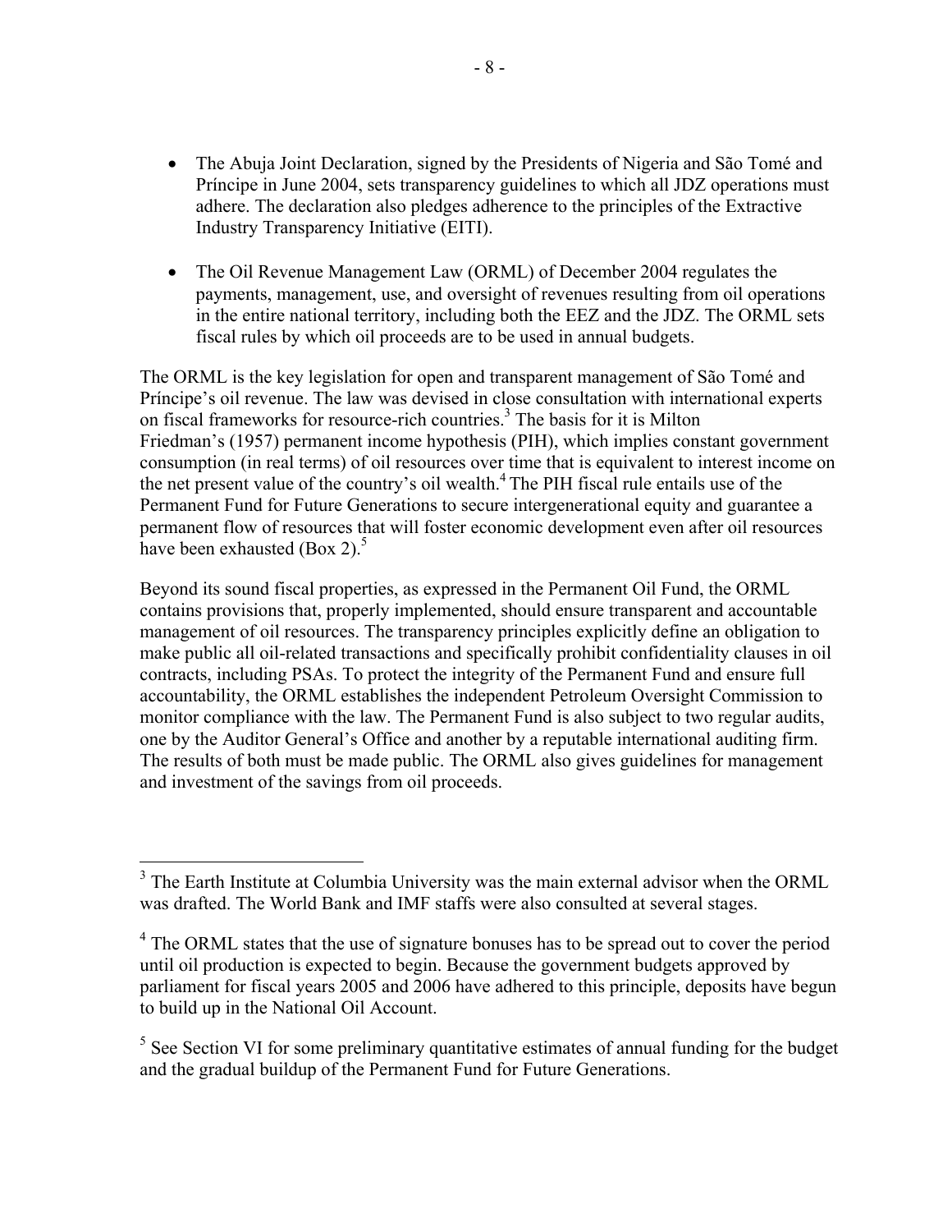- The Abuja Joint Declaration, signed by the Presidents of Nigeria and São Tomé and Príncipe in June 2004, sets transparency guidelines to which all JDZ operations must adhere. The declaration also pledges adherence to the principles of the Extractive Industry Transparency Initiative (EITI).

- The Oil Revenue Management Law (ORML) of December 2004 regulates the payments, management, use, and oversight of revenues resulting from oil operations in the entire national territory, including both the EEZ and the JDZ. The ORML sets fiscal rules by which oil proceeds are to be used in annual budgets.

The ORML is the key legislation for open and transparent management of São Tomé and Príncipe's oil revenue. The law was devised in close consultation with international experts on fiscal frameworks for resource-rich countries.[3] The basis for it is Milton Friedman's (1957) permanent income hypothesis (PIH), which implies constant government consumption (in real terms) of oil resources over time that is equivalent to interest income on the net present value of the country's oil wealth.[4] The PIH fiscal rule entails use of the Permanent Fund for Future Generations to secure intergenerational equity and guarantee a permanent flow of resources that will foster economic development even after oil resources have been exhausted (Box 2).[5]

Beyond its sound fiscal properties, as expressed in the Permanent Oil Fund, the ORML contains provisions that, properly implemented, should ensure transparent and accountable management of oil resources. The transparency principles explicitly define an obligation to make public all oil-related transactions and specifically prohibit confidentiality clauses in oil contracts, including PSAs. To protect the integrity of the Permanent Fund and ensure full accountability, the ORML establishes the independent Petroleum Oversight Commission to monitor compliance with the law. The Permanent Fund is also subject to two regular audits, one by the Auditor General's Office and another by a reputable international auditing firm. The results of both must be made public. The ORML also gives guidelines for management and investment of the savings from oil proceeds.

---

[3] The Earth Institute at Columbia University was the main external advisor when the ORML was drafted. The World Bank and IMF staffs were also consulted at several stages.

[4] The ORML states that the use of signature bonuses has to be spread out to cover the period until oil production is expected to begin. Because the government budgets approved by parliament for fiscal years 2005 and 2006 have adhered to this principle, deposits have begun to build up in the National Oil Account.

[5] See Section VI for some preliminary quantitative estimates of annual funding for the budget and the gradual buildup of the Permanent Fund for Future Generations.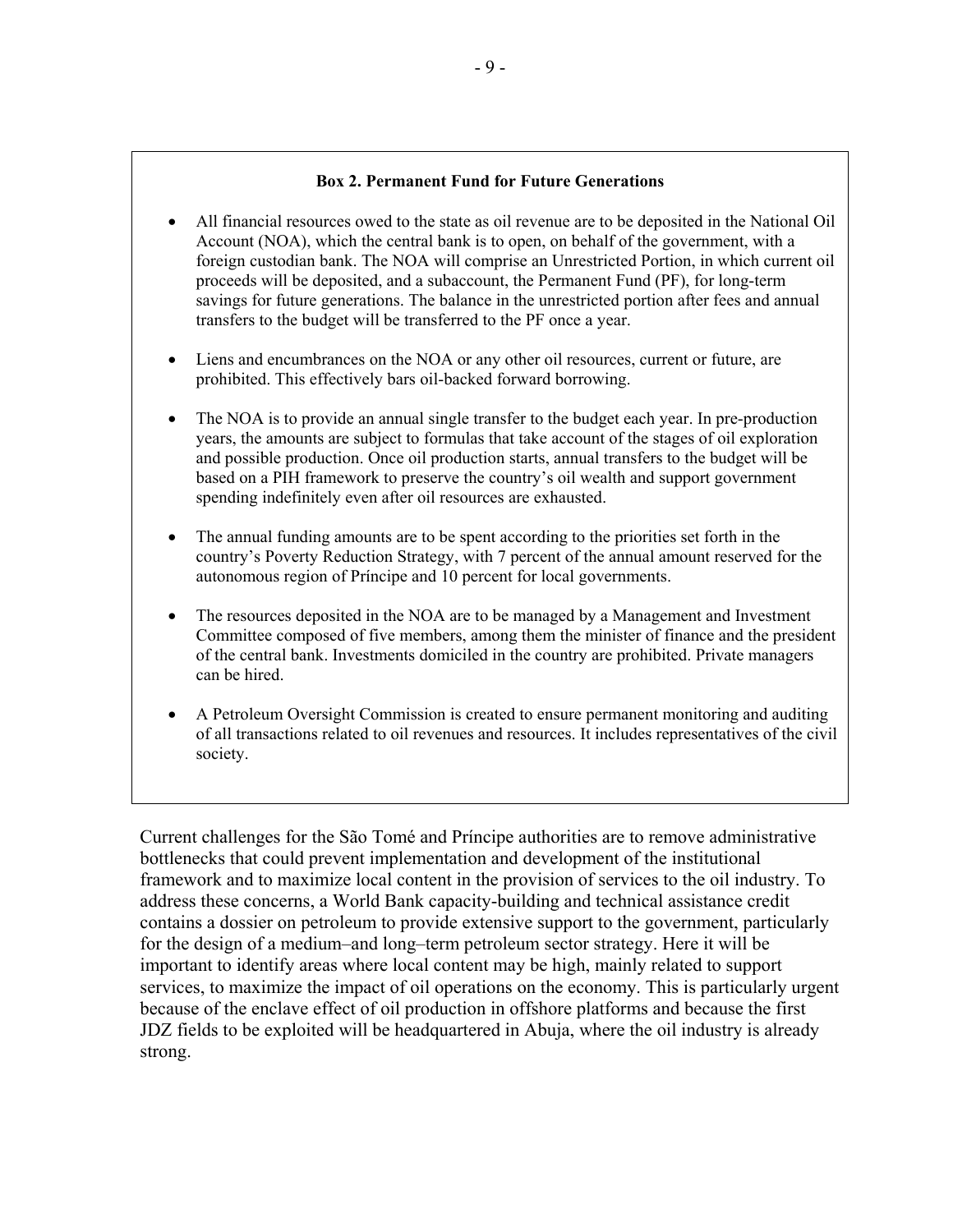**Box 2. Permanent Fund for Future Generations**

- All financial resources owed to the state as oil revenue are to be deposited in the National Oil Account (NOA), which the central bank is to open, on behalf of the government, with a foreign custodian bank. The NOA will comprise an Unrestricted Portion, in which current oil proceeds will be deposited, and a subaccount, the Permanent Fund (PF), for long-term savings for future generations. The balance in the unrestricted portion after fees and annual transfers to the budget will be transferred to the PF once a year.

- Liens and encumbrances on the NOA or any other oil resources, current or future, are prohibited. This effectively bars oil-backed forward borrowing.

- The NOA is to provide an annual single transfer to the budget each year. In pre-production years, the amounts are subject to formulas that take account of the stages of oil exploration and possible production. Once oil production starts, annual transfers to the budget will be based on a PIH framework to preserve the country's oil wealth and support government spending indefinitely even after oil resources are exhausted.

- The annual funding amounts are to be spent according to the priorities set forth in the country's Poverty Reduction Strategy, with 7 percent of the annual amount reserved for the autonomous region of Príncipe and 10 percent for local governments.

- The resources deposited in the NOA are to be managed by a Management and Investment Committee composed of five members, among them the minister of finance and the president of the central bank. Investments domiciled in the country are prohibited. Private managers can be hired.

- A Petroleum Oversight Commission is created to ensure permanent monitoring and auditing of all transactions related to oil revenues and resources. It includes representatives of the civil society.

Current challenges for the São Tomé and Príncipe authorities are to remove administrative bottlenecks that could prevent implementation and development of the institutional framework and to maximize local content in the provision of services to the oil industry. To address these concerns, a World Bank capacity-building and technical assistance credit contains a dossier on petroleum to provide extensive support to the government, particularly for the design of a medium–and long–term petroleum sector strategy. Here it will be important to identify areas where local content may be high, mainly related to support services, to maximize the impact of oil operations on the economy. This is particularly urgent because of the enclave effect of oil production in offshore platforms and because the first JDZ fields to be exploited will be headquartered in Abuja, where the oil industry is already strong.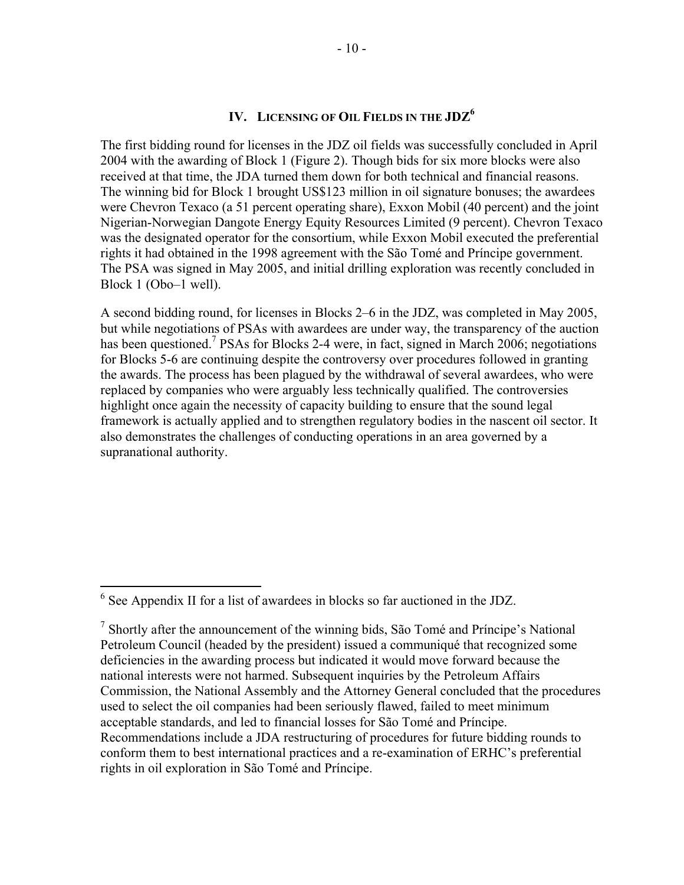## IV. Licensing of Oil Fields in the JDZ[6]

The first bidding round for licenses in the JDZ oil fields was successfully concluded in April 2004 with the awarding of Block 1 (Figure 2). Though bids for six more blocks were also received at that time, the JDA turned them down for both technical and financial reasons. The winning bid for Block 1 brought US$123 million in oil signature bonuses; the awardees were Chevron Texaco (a 51 percent operating share), Exxon Mobil (40 percent) and the joint Nigerian-Norwegian Dangote Energy Equity Resources Limited (9 percent). Chevron Texaco was the designated operator for the consortium, while Exxon Mobil executed the preferential rights it had obtained in the 1998 agreement with the São Tomé and Príncipe government. The PSA was signed in May 2005, and initial drilling exploration was recently concluded in Block 1 (Obo–1 well).

A second bidding round, for licenses in Blocks 2–6 in the JDZ, was completed in May 2005, but while negotiations of PSAs with awardees are under way, the transparency of the auction has been questioned.[7] PSAs for Blocks 2-4 were, in fact, signed in March 2006; negotiations for Blocks 5-6 are continuing despite the controversy over procedures followed in granting the awards. The process has been plagued by the withdrawal of several awardees, who were replaced by companies who were arguably less technically qualified. The controversies highlight once again the necessity of capacity building to ensure that the sound legal framework is actually applied and to strengthen regulatory bodies in the nascent oil sector. It also demonstrates the challenges of conducting operations in an area governed by a supranational authority.

---

[6] See Appendix II for a list of awardees in blocks so far auctioned in the JDZ.

[7] Shortly after the announcement of the winning bids, São Tomé and Príncipe's National Petroleum Council (headed by the president) issued a communiqué that recognized some deficiencies in the awarding process but indicated it would move forward because the national interests were not harmed. Subsequent inquiries by the Petroleum Affairs Commission, the National Assembly and the Attorney General concluded that the procedures used to select the oil companies had been seriously flawed, failed to meet minimum acceptable standards, and led to financial losses for São Tomé and Príncipe. Recommendations include a JDA restructuring of procedures for future bidding rounds to conform them to best international practices and a re-examination of ERHC's preferential rights in oil exploration in São Tomé and Príncipe.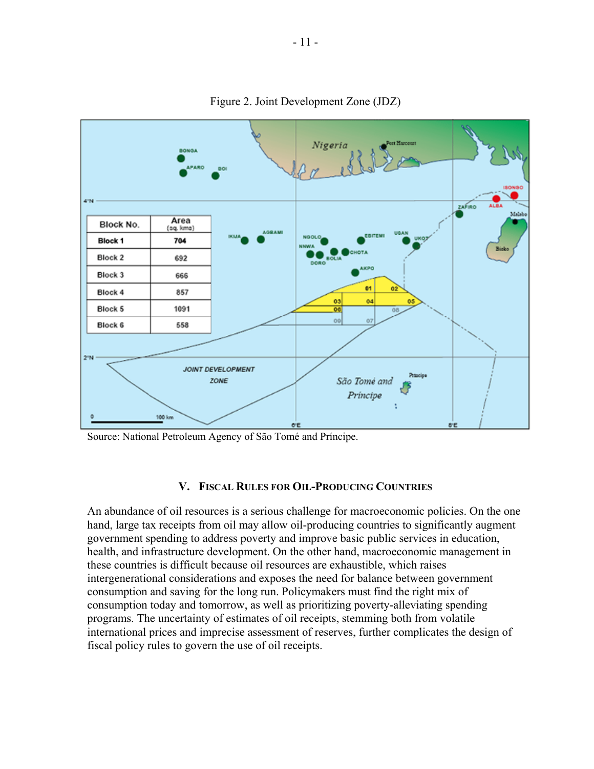Figure 2. Joint Development Zone (JDZ)

| Block No. | Area (sq. kms) |
|---|---|
| **Block 1** | **704** |
| Block 2 | 692 |
| Block 3 | 666 |
| Block 4 | 857 |
| Block 5 | 1091 |
| Block 6 | 558 |

Source: National Petroleum Agency of São Tomé and Príncipe.

## V. Fiscal Rules for Oil-Producing Countries

An abundance of oil resources is a serious challenge for macroeconomic policies. On the one hand, large tax receipts from oil may allow oil-producing countries to significantly augment government spending to address poverty and improve basic public services in education, health, and infrastructure development. On the other hand, macroeconomic management in these countries is difficult because oil resources are exhaustible, which raises intergenerational considerations and exposes the need for balance between government consumption and saving for the long run. Policymakers must find the right mix of consumption today and tomorrow, as well as prioritizing poverty-alleviating spending programs. The uncertainty of estimates of oil receipts, stemming both from volatile international prices and imprecise assessment of reserves, further complicates the design of fiscal policy rules to govern the use of oil receipts.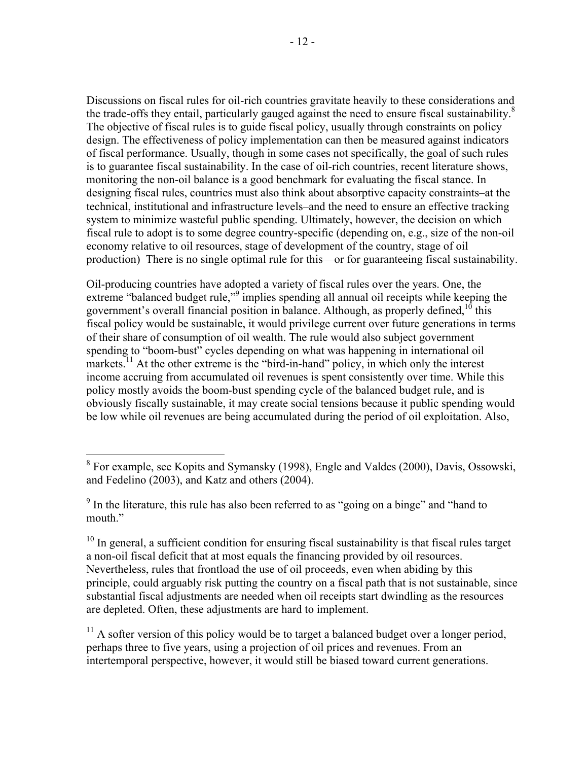Discussions on fiscal rules for oil-rich countries gravitate heavily to these considerations and the trade-offs they entail, particularly gauged against the need to ensure fiscal sustainability.[8] The objective of fiscal rules is to guide fiscal policy, usually through constraints on policy design. The effectiveness of policy implementation can then be measured against indicators of fiscal performance. Usually, though in some cases not specifically, the goal of such rules is to guarantee fiscal sustainability. In the case of oil-rich countries, recent literature shows, monitoring the non-oil balance is a good benchmark for evaluating the fiscal stance. In designing fiscal rules, countries must also think about absorptive capacity constraints–at the technical, institutional and infrastructure levels–and the need to ensure an effective tracking system to minimize wasteful public spending. Ultimately, however, the decision on which fiscal rule to adopt is to some degree country-specific (depending on, e.g., size of the non-oil economy relative to oil resources, stage of development of the country, stage of oil production) There is no single optimal rule for this—or for guaranteeing fiscal sustainability.

Oil-producing countries have adopted a variety of fiscal rules over the years. One, the extreme "balanced budget rule,"[9] implies spending all annual oil receipts while keeping the government's overall financial position in balance. Although, as properly defined,[10] this fiscal policy would be sustainable, it would privilege current over future generations in terms of their share of consumption of oil wealth. The rule would also subject government spending to "boom-bust" cycles depending on what was happening in international oil markets.[11] At the other extreme is the "bird-in-hand" policy, in which only the interest income accruing from accumulated oil revenues is spent consistently over time. While this policy mostly avoids the boom-bust spending cycle of the balanced budget rule, and is obviously fiscally sustainable, it may create social tensions because it public spending would be low while oil revenues are being accumulated during the period of oil exploitation. Also,

---

[8] For example, see Kopits and Symansky (1998), Engle and Valdes (2000), Davis, Ossowski, and Fedelino (2003), and Katz and others (2004).

[9] In the literature, this rule has also been referred to as "going on a binge" and "hand to mouth."

[10] In general, a sufficient condition for ensuring fiscal sustainability is that fiscal rules target a non-oil fiscal deficit that at most equals the financing provided by oil resources. Nevertheless, rules that frontload the use of oil proceeds, even when abiding by this principle, could arguably risk putting the country on a fiscal path that is not sustainable, since substantial fiscal adjustments are needed when oil receipts start dwindling as the resources are depleted. Often, these adjustments are hard to implement.

[11] A softer version of this policy would be to target a balanced budget over a longer period, perhaps three to five years, using a projection of oil prices and revenues. From an intertemporal perspective, however, it would still be biased toward current generations.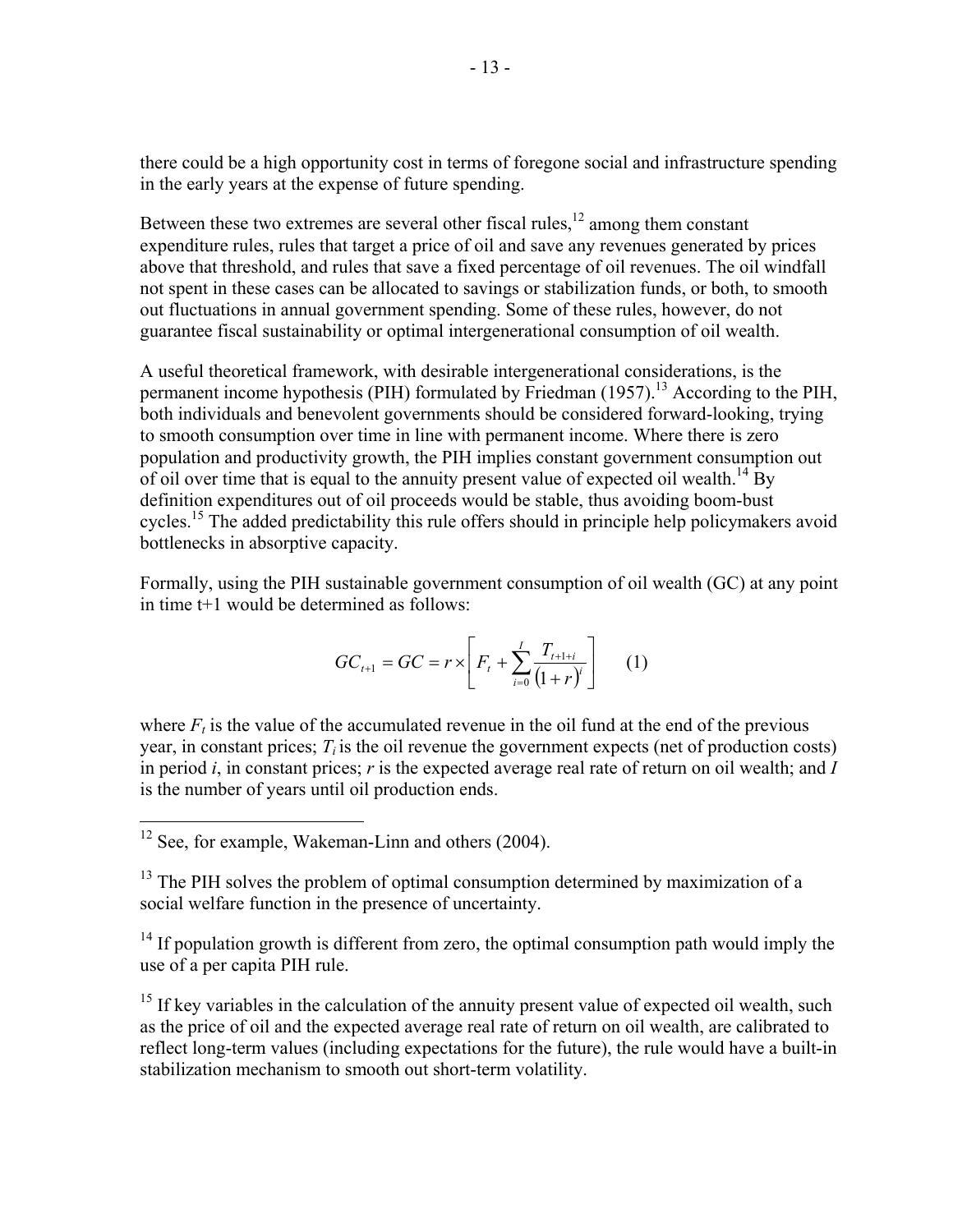there could be a high opportunity cost in terms of foregone social and infrastructure spending in the early years at the expense of future spending.

Between these two extremes are several other fiscal rules,[12] among them constant expenditure rules, rules that target a price of oil and save any revenues generated by prices above that threshold, and rules that save a fixed percentage of oil revenues. The oil windfall not spent in these cases can be allocated to savings or stabilization funds, or both, to smooth out fluctuations in annual government spending. Some of these rules, however, do not guarantee fiscal sustainability or optimal intergenerational consumption of oil wealth.

A useful theoretical framework, with desirable intergenerational considerations, is the permanent income hypothesis (PIH) formulated by Friedman (1957).[13] According to the PIH, both individuals and benevolent governments should be considered forward-looking, trying to smooth consumption over time in line with permanent income. Where there is zero population and productivity growth, the PIH implies constant government consumption out of oil over time that is equal to the annuity present value of expected oil wealth.[14] By definition expenditures out of oil proceeds would be stable, thus avoiding boom-bust cycles.[15] The added predictability this rule offers should in principle help policymakers avoid bottlenecks in absorptive capacity.

Formally, using the PIH sustainable government consumption of oil wealth (GC) at any point in time t+1 would be determined as follows:

$$GC_{t+1} = GC = r \times \left[ F_t + \sum_{i=0}^{I} \frac{T_{t+1+i}}{(1+r)^i} \right] \qquad (1)$$

where $F_t$ is the value of the accumulated revenue in the oil fund at the end of the previous year, in constant prices; $T_i$ is the oil revenue the government expects (net of production costs) in period $i$, in constant prices; $r$ is the expected average real rate of return on oil wealth; and $I$ is the number of years until oil production ends.

---

[12] See, for example, Wakeman-Linn and others (2004).

[13] The PIH solves the problem of optimal consumption determined by maximization of a social welfare function in the presence of uncertainty.

[14] If population growth is different from zero, the optimal consumption path would imply the use of a per capita PIH rule.

[15] If key variables in the calculation of the annuity present value of expected oil wealth, such as the price of oil and the expected average real rate of return on oil wealth, are calibrated to reflect long-term values (including expectations for the future), the rule would have a built-in stabilization mechanism to smooth out short-term volatility.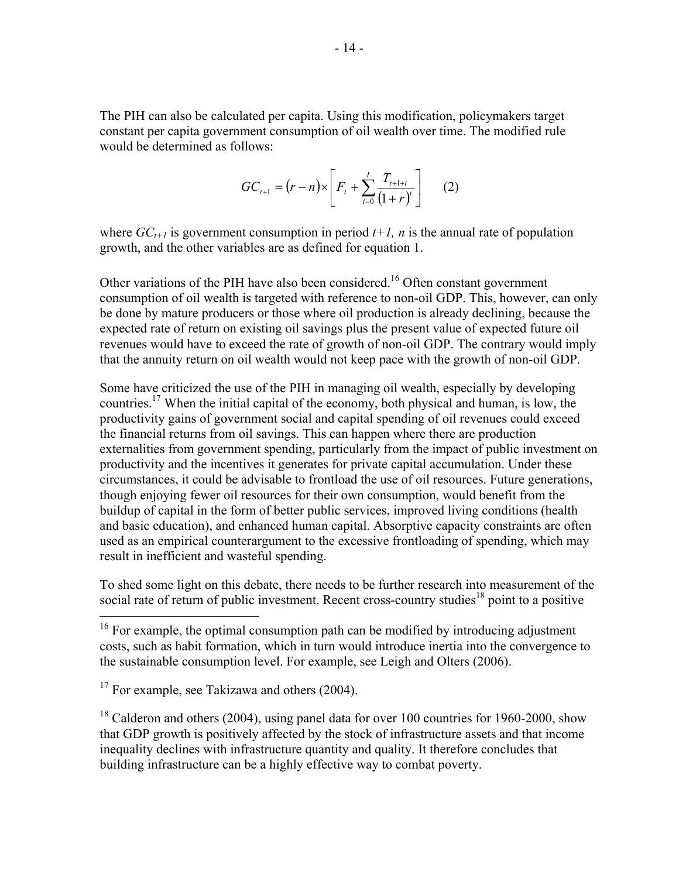The PIH can also be calculated per capita. Using this modification, policymakers target constant per capita government consumption of oil wealth over time. The modified rule would be determined as follows:

$$GC_{t+1} = (r-n) \times \left[ F_t + \sum_{i=0}^{I} \frac{T_{t+1+i}}{(1+r)^i} \right] \qquad (2)$$

where $GC_{t+1}$ is government consumption in period $t+1$, $n$ is the annual rate of population growth, and the other variables are as defined for equation 1.

Other variations of the PIH have also been considered.[16] Often constant government consumption of oil wealth is targeted with reference to non-oil GDP. This, however, can only be done by mature producers or those where oil production is already declining, because the expected rate of return on existing oil savings plus the present value of expected future oil revenues would have to exceed the rate of growth of non-oil GDP. The contrary would imply that the annuity return on oil wealth would not keep pace with the growth of non-oil GDP.

Some have criticized the use of the PIH in managing oil wealth, especially by developing countries.[17] When the initial capital of the economy, both physical and human, is low, the productivity gains of government social and capital spending of oil revenues could exceed the financial returns from oil savings. This can happen where there are production externalities from government spending, particularly from the impact of public investment on productivity and the incentives it generates for private capital accumulation. Under these circumstances, it could be advisable to frontload the use of oil resources. Future generations, though enjoying fewer oil resources for their own consumption, would benefit from the buildup of capital in the form of better public services, improved living conditions (health and basic education), and enhanced human capital. Absorptive capacity constraints are often used as an empirical counterargument to the excessive frontloading of spending, which may result in inefficient and wasteful spending.

To shed some light on this debate, there needs to be further research into measurement of the social rate of return of public investment. Recent cross-country studies[18] point to a positive

---

[16] For example, the optimal consumption path can be modified by introducing adjustment costs, such as habit formation, which in turn would introduce inertia into the convergence to the sustainable consumption level. For example, see Leigh and Olters (2006).

[17] For example, see Takizawa and others (2004).

[18] Calderon and others (2004), using panel data for over 100 countries for 1960-2000, show that GDP growth is positively affected by the stock of infrastructure assets and that income inequality declines with infrastructure quantity and quality. It therefore concludes that building infrastructure can be a highly effective way to combat poverty.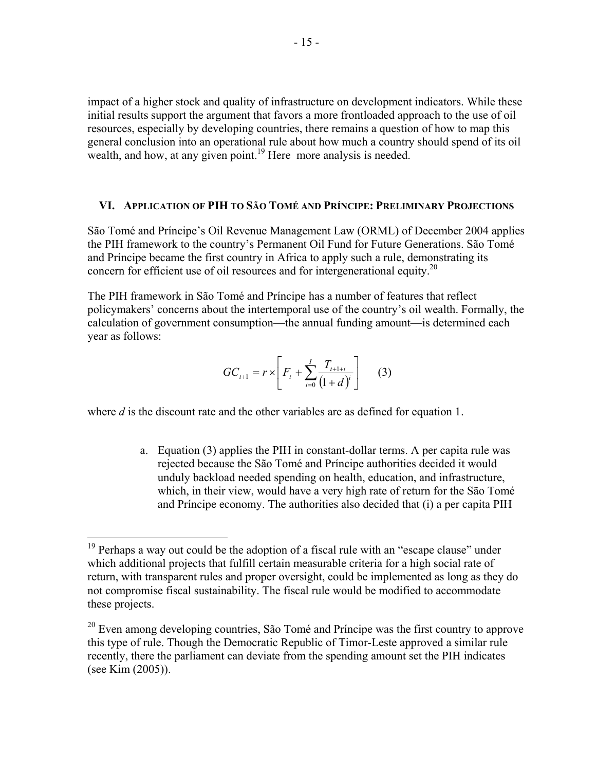impact of a higher stock and quality of infrastructure on development indicators. While these initial results support the argument that favors a more frontloaded approach to the use of oil resources, especially by developing countries, there remains a question of how to map this general conclusion into an operational rule about how much a country should spend of its oil wealth, and how, at any given point.[19] Here more analysis is needed.

## VI. Application of PIH to São Tomé and Príncipe: Preliminary Projections

São Tomé and Príncipe's Oil Revenue Management Law (ORML) of December 2004 applies the PIH framework to the country's Permanent Oil Fund for Future Generations. São Tomé and Príncipe became the first country in Africa to apply such a rule, demonstrating its concern for efficient use of oil resources and for intergenerational equity.[20]

The PIH framework in São Tomé and Príncipe has a number of features that reflect policymakers' concerns about the intertemporal use of the country's oil wealth. Formally, the calculation of government consumption—the annual funding amount—is determined each year as follows:

$$GC_{t+1} = r \times \left[ F_t + \sum_{i=0}^{I} \frac{T_{t+1+i}}{(1+d)^i} \right] \qquad (3)$$

where $d$ is the discount rate and the other variables are as defined for equation 1.

a. Equation (3) applies the PIH in constant-dollar terms. A per capita rule was rejected because the São Tomé and Príncipe authorities decided it would unduly backload needed spending on health, education, and infrastructure, which, in their view, would have a very high rate of return for the São Tomé and Príncipe economy. The authorities also decided that (i) a per capita PIH

---

[19] Perhaps a way out could be the adoption of a fiscal rule with an "escape clause" under which additional projects that fulfill certain measurable criteria for a high social rate of return, with transparent rules and proper oversight, could be implemented as long as they do not compromise fiscal sustainability. The fiscal rule would be modified to accommodate these projects.

[20] Even among developing countries, São Tomé and Príncipe was the first country to approve this type of rule. Though the Democratic Republic of Timor-Leste approved a similar rule recently, there the parliament can deviate from the spending amount set the PIH indicates (see Kim (2005)).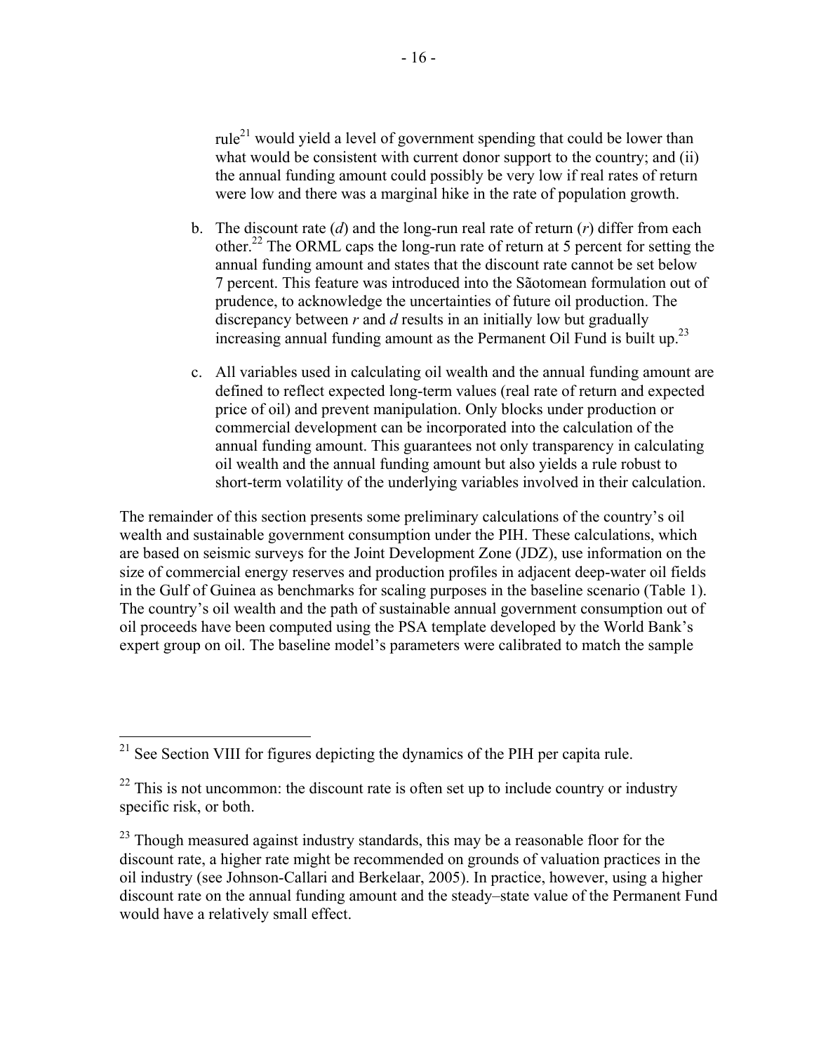rule[21] would yield a level of government spending that could be lower than what would be consistent with current donor support to the country; and (ii) the annual funding amount could possibly be very low if real rates of return were low and there was a marginal hike in the rate of population growth.

b. The discount rate ($d$) and the long-run real rate of return ($r$) differ from each other.[22] The ORML caps the long-run rate of return at 5 percent for setting the annual funding amount and states that the discount rate cannot be set below 7 percent. This feature was introduced into the Sãotomean formulation out of prudence, to acknowledge the uncertainties of future oil production. The discrepancy between $r$ and $d$ results in an initially low but gradually increasing annual funding amount as the Permanent Oil Fund is built up.[23]

c. All variables used in calculating oil wealth and the annual funding amount are defined to reflect expected long-term values (real rate of return and expected price of oil) and prevent manipulation. Only blocks under production or commercial development can be incorporated into the calculation of the annual funding amount. This guarantees not only transparency in calculating oil wealth and the annual funding amount but also yields a rule robust to short-term volatility of the underlying variables involved in their calculation.

The remainder of this section presents some preliminary calculations of the country's oil wealth and sustainable government consumption under the PIH. These calculations, which are based on seismic surveys for the Joint Development Zone (JDZ), use information on the size of commercial energy reserves and production profiles in adjacent deep-water oil fields in the Gulf of Guinea as benchmarks for scaling purposes in the baseline scenario (Table 1). The country's oil wealth and the path of sustainable annual government consumption out of oil proceeds have been computed using the PSA template developed by the World Bank's expert group on oil. The baseline model's parameters were calibrated to match the sample

---

[21] See Section VIII for figures depicting the dynamics of the PIH per capita rule.

[22] This is not uncommon: the discount rate is often set up to include country or industry specific risk, or both.

[23] Though measured against industry standards, this may be a reasonable floor for the discount rate, a higher rate might be recommended on grounds of valuation practices in the oil industry (see Johnson-Callari and Berkelaar, 2005). In practice, however, using a higher discount rate on the annual funding amount and the steady–state value of the Permanent Fund would have a relatively small effect.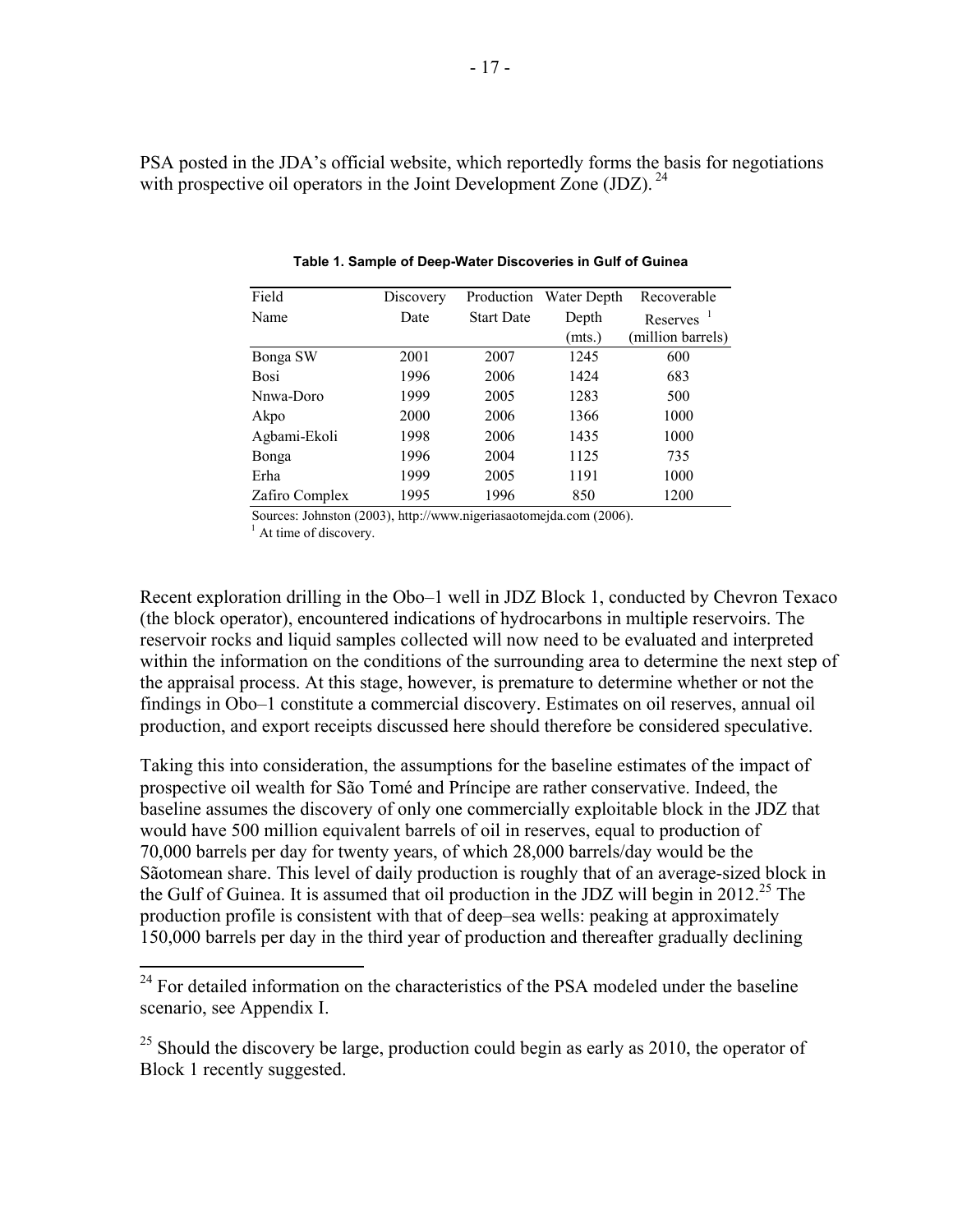PSA posted in the JDA's official website, which reportedly forms the basis for negotiations with prospective oil operators in the Joint Development Zone (JDZ).[24]

**Table 1. Sample of Deep-Water Discoveries in Gulf of Guinea**

| Field Name | Discovery Date | Production Start Date | Water Depth Depth (mts.) | Recoverable Reserves [1] (million barrels) |
|---|---|---|---|---|
| Bonga SW | 2001 | 2007 | 1245 | 600 |
| Bosi | 1996 | 2006 | 1424 | 683 |
| Nnwa-Doro | 1999 | 2005 | 1283 | 500 |
| Akpo | 2000 | 2006 | 1366 | 1000 |
| Agbami-Ekoli | 1998 | 2006 | 1435 | 1000 |
| Bonga | 1996 | 2004 | 1125 | 735 |
| Erha | 1999 | 2005 | 1191 | 1000 |
| Zafiro Complex | 1995 | 1996 | 850 | 1200 |

Sources: Johnston (2003), http://www.nigeriasaotomejda.com (2006).
[1] At time of discovery.

Recent exploration drilling in the Obo–1 well in JDZ Block 1, conducted by Chevron Texaco (the block operator), encountered indications of hydrocarbons in multiple reservoirs. The reservoir rocks and liquid samples collected will now need to be evaluated and interpreted within the information on the conditions of the surrounding area to determine the next step of the appraisal process. At this stage, however, is premature to determine whether or not the findings in Obo–1 constitute a commercial discovery. Estimates on oil reserves, annual oil production, and export receipts discussed here should therefore be considered speculative.

Taking this into consideration, the assumptions for the baseline estimates of the impact of prospective oil wealth for São Tomé and Príncipe are rather conservative. Indeed, the baseline assumes the discovery of only one commercially exploitable block in the JDZ that would have 500 million equivalent barrels of oil in reserves, equal to production of 70,000 barrels per day for twenty years, of which 28,000 barrels/day would be the Sãotomean share. This level of daily production is roughly that of an average-sized block in the Gulf of Guinea. It is assumed that oil production in the JDZ will begin in 2012.[25] The production profile is consistent with that of deep–sea wells: peaking at approximately 150,000 barrels per day in the third year of production and thereafter gradually declining

[24] For detailed information on the characteristics of the PSA modeled under the baseline scenario, see Appendix I.

[25] Should the discovery be large, production could begin as early as 2010, the operator of Block 1 recently suggested.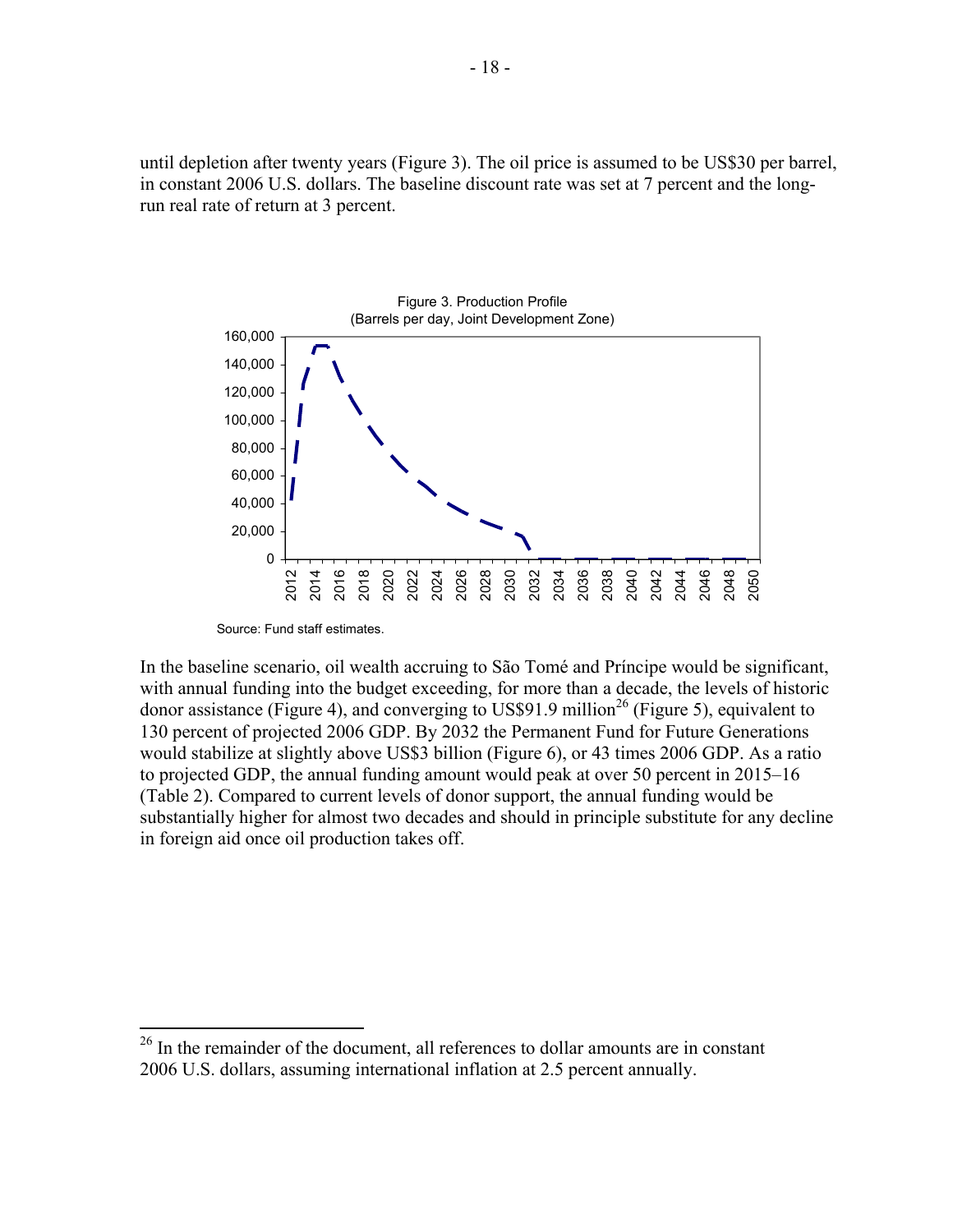until depletion after twenty years (Figure 3). The oil price is assumed to be US$30 per barrel, in constant 2006 U.S. dollars. The baseline discount rate was set at 7 percent and the long-run real rate of return at 3 percent.

Figure 3. Production Profile
(Barrels per day, Joint Development Zone)

Source: Fund staff estimates.

In the baseline scenario, oil wealth accruing to São Tomé and Príncipe would be significant, with annual funding into the budget exceeding, for more than a decade, the levels of historic donor assistance (Figure 4), and converging to US$91.9 million[26] (Figure 5), equivalent to 130 percent of projected 2006 GDP. By 2032 the Permanent Fund for Future Generations would stabilize at slightly above US$3 billion (Figure 6), or 43 times 2006 GDP. As a ratio to projected GDP, the annual funding amount would peak at over 50 percent in 2015–16 (Table 2). Compared to current levels of donor support, the annual funding would be substantially higher for almost two decades and should in principle substitute for any decline in foreign aid once oil production takes off.

[26] In the remainder of the document, all references to dollar amounts are in constant 2006 U.S. dollars, assuming international inflation at 2.5 percent annually.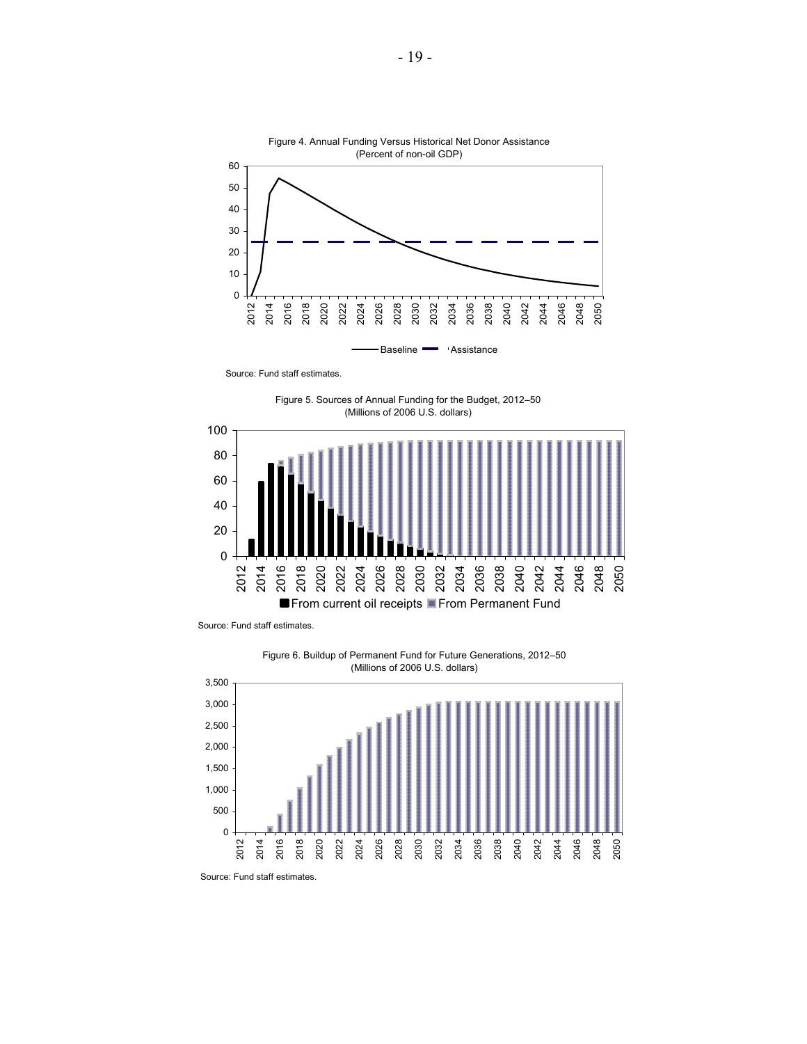Figure 4. Annual Funding Versus Historical Net Donor Assistance
(Percent of non-oil GDP)

Source: Fund staff estimates.

Figure 5. Sources of Annual Funding for the Budget, 2012–50
(Millions of 2006 U.S. dollars)

Source: Fund staff estimates.

Figure 6. Buildup of Permanent Fund for Future Generations, 2012–50
(Millions of 2006 U.S. dollars)

Source: Fund staff estimates.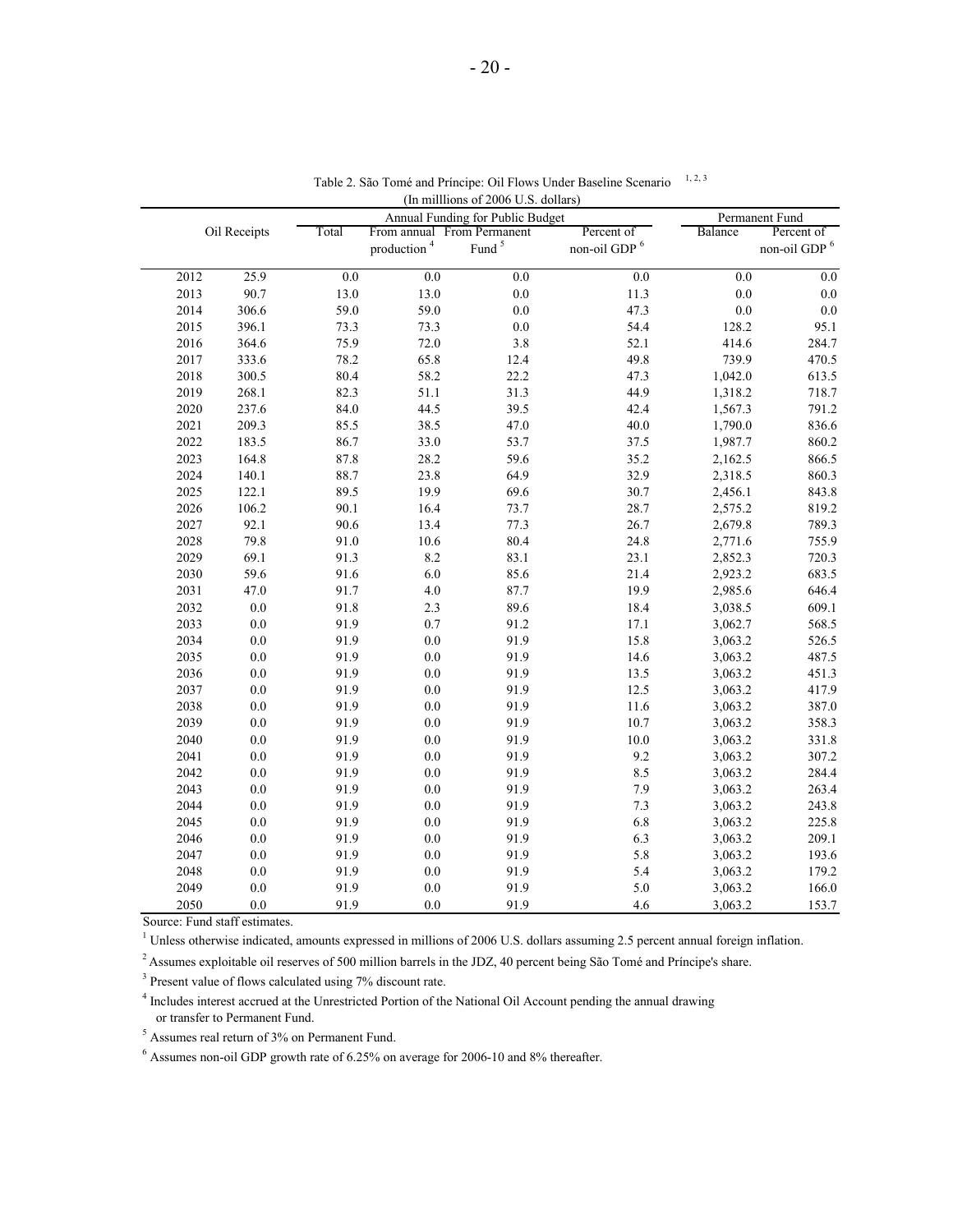Table 2. São Tomé and Príncipe: Oil Flows Under Baseline Scenario [1, 2, 3]

(In milllions of 2006 U.S. dollars)

| | Oil Receipts | Annual Funding for Public Budget | | | | Permanent Fund | |
|---|---|---|---|---|---|---|---|
| | | Total | From annual production [4] | From Permanent Fund [5] | Percent of non-oil GDP [6] | Balance | Percent of non-oil GDP [6] |
| 2012 | 25.9 | 0.0 | 0.0 | 0.0 | 0.0 | 0.0 | 0.0 |
| 2013 | 90.7 | 13.0 | 13.0 | 0.0 | 11.3 | 0.0 | 0.0 |
| 2014 | 306.6 | 59.0 | 59.0 | 0.0 | 47.3 | 0.0 | 0.0 |
| 2015 | 396.1 | 73.3 | 73.3 | 0.0 | 54.4 | 128.2 | 95.1 |
| 2016 | 364.6 | 75.9 | 72.0 | 3.8 | 52.1 | 414.6 | 284.7 |
| 2017 | 333.6 | 78.2 | 65.8 | 12.4 | 49.8 | 739.9 | 470.5 |
| 2018 | 300.5 | 80.4 | 58.2 | 22.2 | 47.3 | 1,042.0 | 613.5 |
| 2019 | 268.1 | 82.3 | 51.1 | 31.3 | 44.9 | 1,318.2 | 718.7 |
| 2020 | 237.6 | 84.0 | 44.5 | 39.5 | 42.4 | 1,567.3 | 791.2 |
| 2021 | 209.3 | 85.5 | 38.5 | 47.0 | 40.0 | 1,790.0 | 836.6 |
| 2022 | 183.5 | 86.7 | 33.0 | 53.7 | 37.5 | 1,987.7 | 860.2 |
| 2023 | 164.8 | 87.8 | 28.2 | 59.6 | 35.2 | 2,162.5 | 866.5 |
| 2024 | 140.1 | 88.7 | 23.8 | 64.9 | 32.9 | 2,318.5 | 860.3 |
| 2025 | 122.1 | 89.5 | 19.9 | 69.6 | 30.7 | 2,456.1 | 843.8 |
| 2026 | 106.2 | 90.1 | 16.4 | 73.7 | 28.7 | 2,575.2 | 819.2 |
| 2027 | 92.1 | 90.6 | 13.4 | 77.3 | 26.7 | 2,679.8 | 789.3 |
| 2028 | 79.8 | 91.0 | 10.6 | 80.4 | 24.8 | 2,771.6 | 755.9 |
| 2029 | 69.1 | 91.3 | 8.2 | 83.1 | 23.1 | 2,852.3 | 720.3 |
| 2030 | 59.6 | 91.6 | 6.0 | 85.6 | 21.4 | 2,923.2 | 683.5 |
| 2031 | 47.0 | 91.7 | 4.0 | 87.7 | 19.9 | 2,985.6 | 646.4 |
| 2032 | 0.0 | 91.8 | 2.3 | 89.6 | 18.4 | 3,038.5 | 609.1 |
| 2033 | 0.0 | 91.9 | 0.7 | 91.2 | 17.1 | 3,062.7 | 568.5 |
| 2034 | 0.0 | 91.9 | 0.0 | 91.9 | 15.8 | 3,063.2 | 526.5 |
| 2035 | 0.0 | 91.9 | 0.0 | 91.9 | 14.6 | 3,063.2 | 487.5 |
| 2036 | 0.0 | 91.9 | 0.0 | 91.9 | 13.5 | 3,063.2 | 451.3 |
| 2037 | 0.0 | 91.9 | 0.0 | 91.9 | 12.5 | 3,063.2 | 417.9 |
| 2038 | 0.0 | 91.9 | 0.0 | 91.9 | 11.6 | 3,063.2 | 387.0 |
| 2039 | 0.0 | 91.9 | 0.0 | 91.9 | 10.7 | 3,063.2 | 358.3 |
| 2040 | 0.0 | 91.9 | 0.0 | 91.9 | 10.0 | 3,063.2 | 331.8 |
| 2041 | 0.0 | 91.9 | 0.0 | 91.9 | 9.2 | 3,063.2 | 307.2 |
| 2042 | 0.0 | 91.9 | 0.0 | 91.9 | 8.5 | 3,063.2 | 284.4 |
| 2043 | 0.0 | 91.9 | 0.0 | 91.9 | 7.9 | 3,063.2 | 263.4 |
| 2044 | 0.0 | 91.9 | 0.0 | 91.9 | 7.3 | 3,063.2 | 243.8 |
| 2045 | 0.0 | 91.9 | 0.0 | 91.9 | 6.8 | 3,063.2 | 225.8 |
| 2046 | 0.0 | 91.9 | 0.0 | 91.9 | 6.3 | 3,063.2 | 209.1 |
| 2047 | 0.0 | 91.9 | 0.0 | 91.9 | 5.8 | 3,063.2 | 193.6 |
| 2048 | 0.0 | 91.9 | 0.0 | 91.9 | 5.4 | 3,063.2 | 179.2 |
| 2049 | 0.0 | 91.9 | 0.0 | 91.9 | 5.0 | 3,063.2 | 166.0 |
| 2050 | 0.0 | 91.9 | 0.0 | 91.9 | 4.6 | 3,063.2 | 153.7 |

Source: Fund staff estimates.

[1] Unless otherwise indicated, amounts expressed in millions of 2006 U.S. dollars assuming 2.5 percent annual foreign inflation.

[2] Assumes exploitable oil reserves of 500 million barrels in the JDZ, 40 percent being São Tomé and Príncipe's share.

[3] Present value of flows calculated using 7% discount rate.

[4] Includes interest accrued at the Unrestricted Portion of the National Oil Account pending the annual drawing or transfer to Permanent Fund.

[5] Assumes real return of 3% on Permanent Fund.

[6] Assumes non-oil GDP growth rate of 6.25% on average for 2006-10 and 8% thereafter.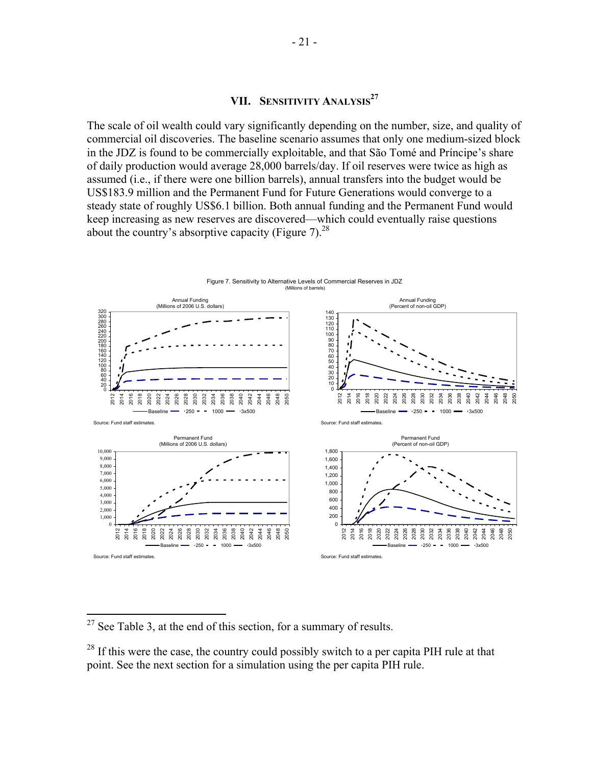# VII. Sensitivity Analysis[27]

The scale of oil wealth could vary significantly depending on the number, size, and quality of commercial oil discoveries. The baseline scenario assumes that only one medium-sized block in the JDZ is found to be commercially exploitable, and that São Tomé and Príncipe's share of daily production would average 28,000 barrels/day. If oil reserves were twice as high as assumed (i.e., if there were one billion barrels), annual transfers into the budget would be US$183.9 million and the Permanent Fund for Future Generations would converge to a steady state of roughly US$6.1 billion. Both annual funding and the Permanent Fund would keep increasing as new reserves are discovered—which could eventually raise questions about the country's absorptive capacity (Figure 7).[28]

Figure 7. Sensitivity to Alternative Levels of Commercial Reserves in JDZ
(Millions of barrels)

Annual Funding (Millions of 2006 U.S. dollars)

Source: Fund staff estimates.

Annual Funding (Percent of non-oil GDP)

Source: Fund staff estimates.

Permanent Fund (Millions of 2006 U.S. dollars)

Source: Fund staff estimates.

Permanent Fund (Percent of non-oil GDP)

Source: Fund staff estimates.

---

[27] See Table 3, at the end of this section, for a summary of results.

[28] If this were the case, the country could possibly switch to a per capita PIH rule at that point. See the next section for a simulation using the per capita PIH rule.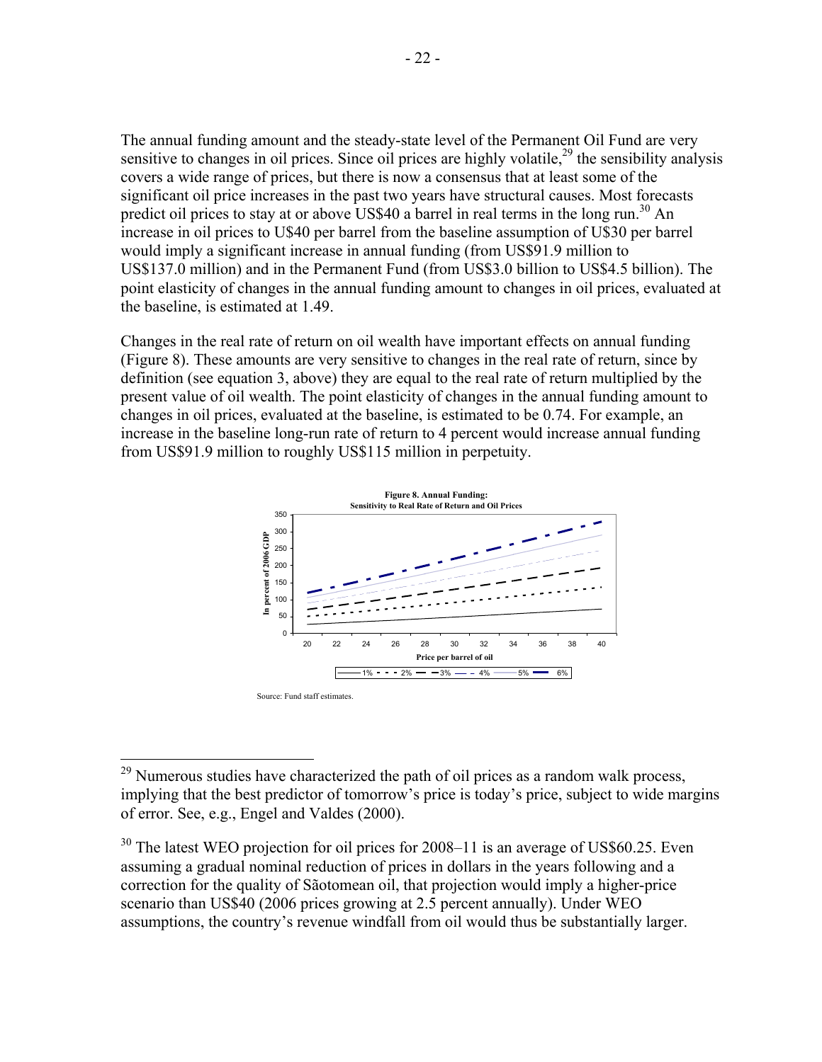The annual funding amount and the steady-state level of the Permanent Oil Fund are very sensitive to changes in oil prices. Since oil prices are highly volatile,[29] the sensibility analysis covers a wide range of prices, but there is now a consensus that at least some of the significant oil price increases in the past two years have structural causes. Most forecasts predict oil prices to stay at or above US$40 a barrel in real terms in the long run.[30] An increase in oil prices to U$40 per barrel from the baseline assumption of U$30 per barrel would imply a significant increase in annual funding (from US$91.9 million to US$137.0 million) and in the Permanent Fund (from US$3.0 billion to US$4.5 billion). The point elasticity of changes in the annual funding amount to changes in oil prices, evaluated at the baseline, is estimated at 1.49.

Changes in the real rate of return on oil wealth have important effects on annual funding (Figure 8). These amounts are very sensitive to changes in the real rate of return, since by definition (see equation 3, above) they are equal to the real rate of return multiplied by the present value of oil wealth. The point elasticity of changes in the annual funding amount to changes in oil prices, evaluated at the baseline, is estimated to be 0.74. For example, an increase in the baseline long-run rate of return to 4 percent would increase annual funding from US$91.9 million to roughly US$115 million in perpetuity.

**Figure 8. Annual Funding: Sensitivity to Real Rate of Return and Oil Prices**

Source: Fund staff estimates.

---

[29] Numerous studies have characterized the path of oil prices as a random walk process, implying that the best predictor of tomorrow's price is today's price, subject to wide margins of error. See, e.g., Engel and Valdes (2000).

[30] The latest WEO projection for oil prices for 2008–11 is an average of US$60.25. Even assuming a gradual nominal reduction of prices in dollars in the years following and a correction for the quality of Sãotomean oil, that projection would imply a higher-price scenario than US$40 (2006 prices growing at 2.5 percent annually). Under WEO assumptions, the country's revenue windfall from oil would thus be substantially larger.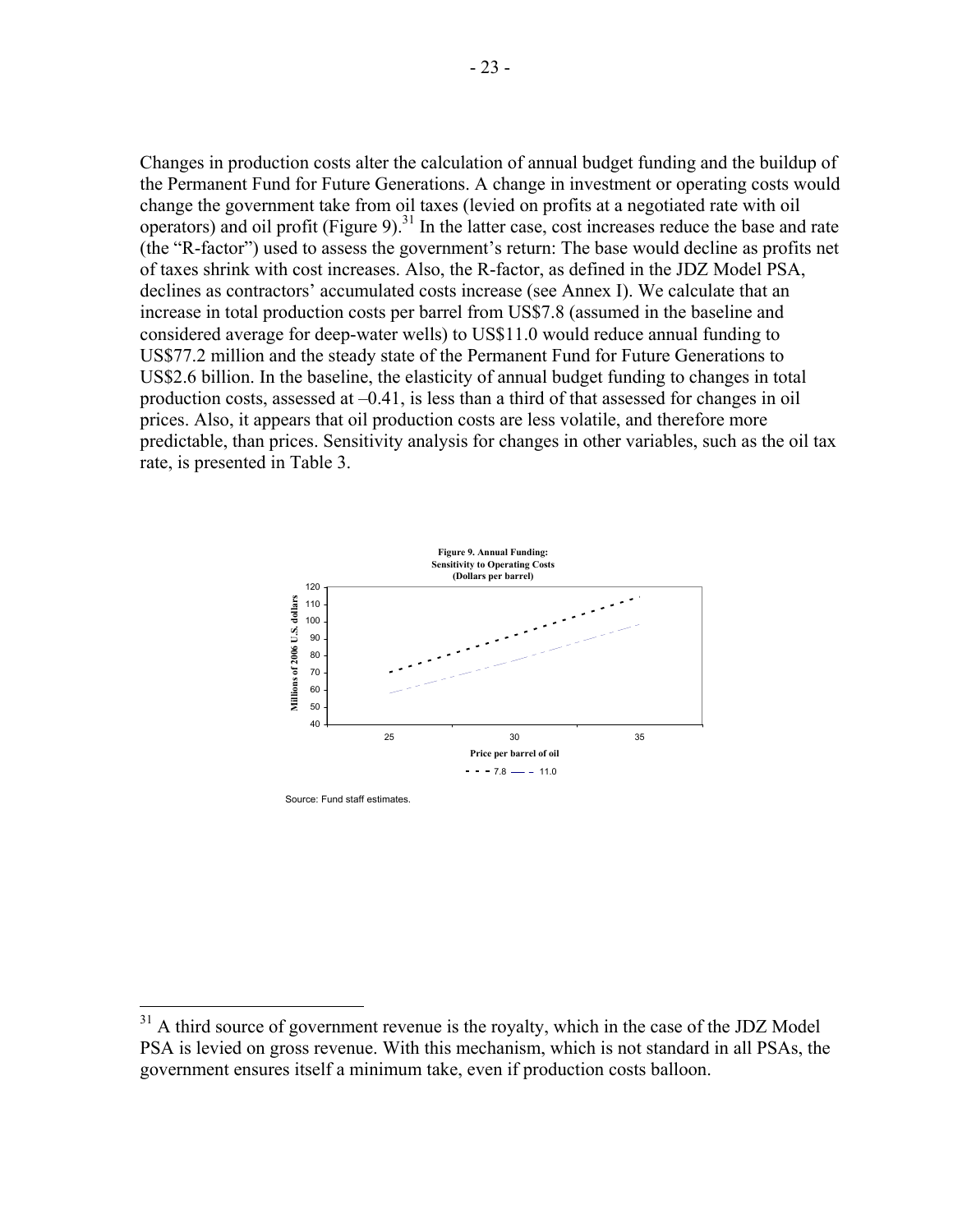Changes in production costs alter the calculation of annual budget funding and the buildup of the Permanent Fund for Future Generations. A change in investment or operating costs would change the government take from oil taxes (levied on profits at a negotiated rate with oil operators) and oil profit (Figure 9).[31] In the latter case, cost increases reduce the base and rate (the "R-factor") used to assess the government's return: The base would decline as profits net of taxes shrink with cost increases. Also, the R-factor, as defined in the JDZ Model PSA, declines as contractors' accumulated costs increase (see Annex I). We calculate that an increase in total production costs per barrel from US$7.8 (assumed in the baseline and considered average for deep-water wells) to US$11.0 would reduce annual funding to US$77.2 million and the steady state of the Permanent Fund for Future Generations to US$2.6 billion. In the baseline, the elasticity of annual budget funding to changes in total production costs, assessed at –0.41, is less than a third of that assessed for changes in oil prices. Also, it appears that oil production costs are less volatile, and therefore more predictable, than prices. Sensitivity analysis for changes in other variables, such as the oil tax rate, is presented in Table 3.

**Figure 9. Annual Funding: Sensitivity to Operating Costs (Dollars per barrel)**

Source: Fund staff estimates.

[31] A third source of government revenue is the royalty, which in the case of the JDZ Model PSA is levied on gross revenue. With this mechanism, which is not standard in all PSAs, the government ensures itself a minimum take, even if production costs balloon.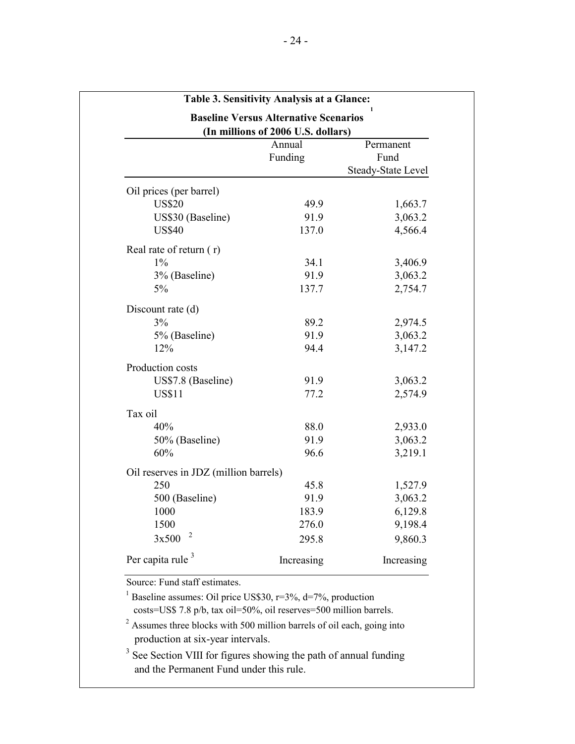**Table 3. Sensitivity Analysis at a Glance: Baseline Versus Alternative Scenarios [1]**
**(In millions of 2006 U.S. dollars)**

| | Annual Funding | Permanent Fund Steady-State Level |
|---|---|---|
| Oil prices (per barrel) | | |
| US$20 | 49.9 | 1,663.7 |
| US$30 (Baseline) | 91.9 | 3,063.2 |
| US$40 | 137.0 | 4,566.4 |
| Real rate of return ( r) | | |
| 1% | 34.1 | 3,406.9 |
| 3% (Baseline) | 91.9 | 3,063.2 |
| 5% | 137.7 | 2,754.7 |
| Discount rate (d) | | |
| 3% | 89.2 | 2,974.5 |
| 5% (Baseline) | 91.9 | 3,063.2 |
| 12% | 94.4 | 3,147.2 |
| Production costs | | |
| US$7.8 (Baseline) | 91.9 | 3,063.2 |
| US$11 | 77.2 | 2,574.9 |
| Tax oil | | |
| 40% | 88.0 | 2,933.0 |
| 50% (Baseline) | 91.9 | 3,063.2 |
| 60% | 96.6 | 3,219.1 |
| Oil reserves in JDZ (million barrels) | | |
| 250 | 45.8 | 1,527.9 |
| 500 (Baseline) | 91.9 | 3,063.2 |
| 1000 | 183.9 | 6,129.8 |
| 1500 | 276.0 | 9,198.4 |
| 3x500 [2] | 295.8 | 9,860.3 |
| Per capita rule [3] | Increasing | Increasing |

Source: Fund staff estimates.

[1] Baseline assumes: Oil price US$30, r=3%, d=7%, production costs=US$ 7.8 p/b, tax oil=50%, oil reserves=500 million barrels.

[2] Assumes three blocks with 500 million barrels of oil each, going into production at six-year intervals.

[3] See Section VIII for figures showing the path of annual funding and the Permanent Fund under this rule.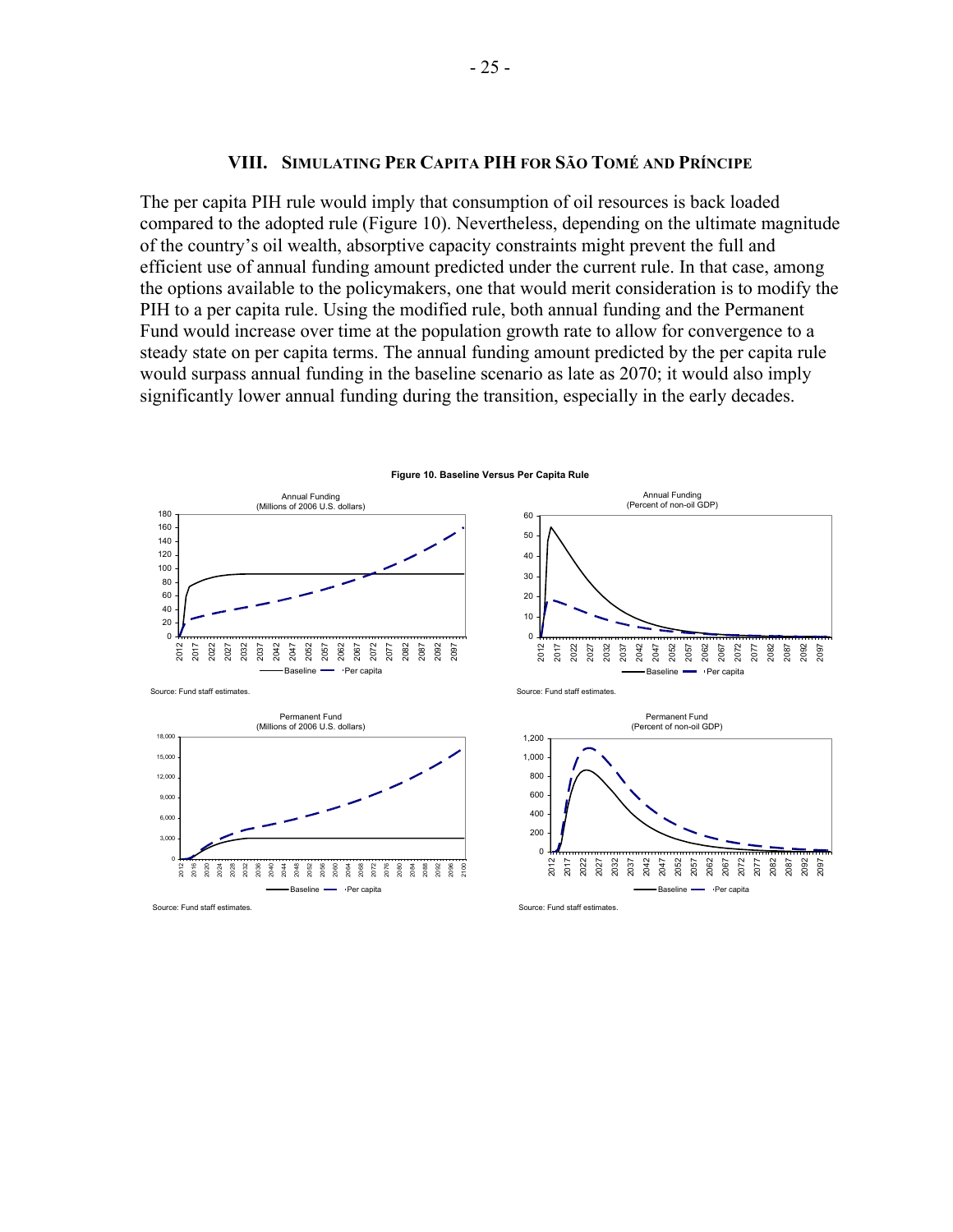## VIII. Simulating Per Capita PIH for São Tomé and Príncipe

The per capita PIH rule would imply that consumption of oil resources is back loaded compared to the adopted rule (Figure 10). Nevertheless, depending on the ultimate magnitude of the country's oil wealth, absorptive capacity constraints might prevent the full and efficient use of annual funding amount predicted under the current rule. In that case, among the options available to the policymakers, one that would merit consideration is to modify the PIH to a per capita rule. Using the modified rule, both annual funding and the Permanent Fund would increase over time at the population growth rate to allow for convergence to a steady state on per capita terms. The annual funding amount predicted by the per capita rule would surpass annual funding in the baseline scenario as late as 2070; it would also imply significantly lower annual funding during the transition, especially in the early decades.

**Figure 10. Baseline Versus Per Capita Rule**

Annual Funding (Millions of 2006 U.S. dollars)

Source: Fund staff estimates.

Annual Funding (Percent of non-oil GDP)

Source: Fund staff estimates.

Permanent Fund (Millions of 2006 U.S. dollars)

Source: Fund staff estimates.

Permanent Fund (Percent of non-oil GDP)

Source: Fund staff estimates.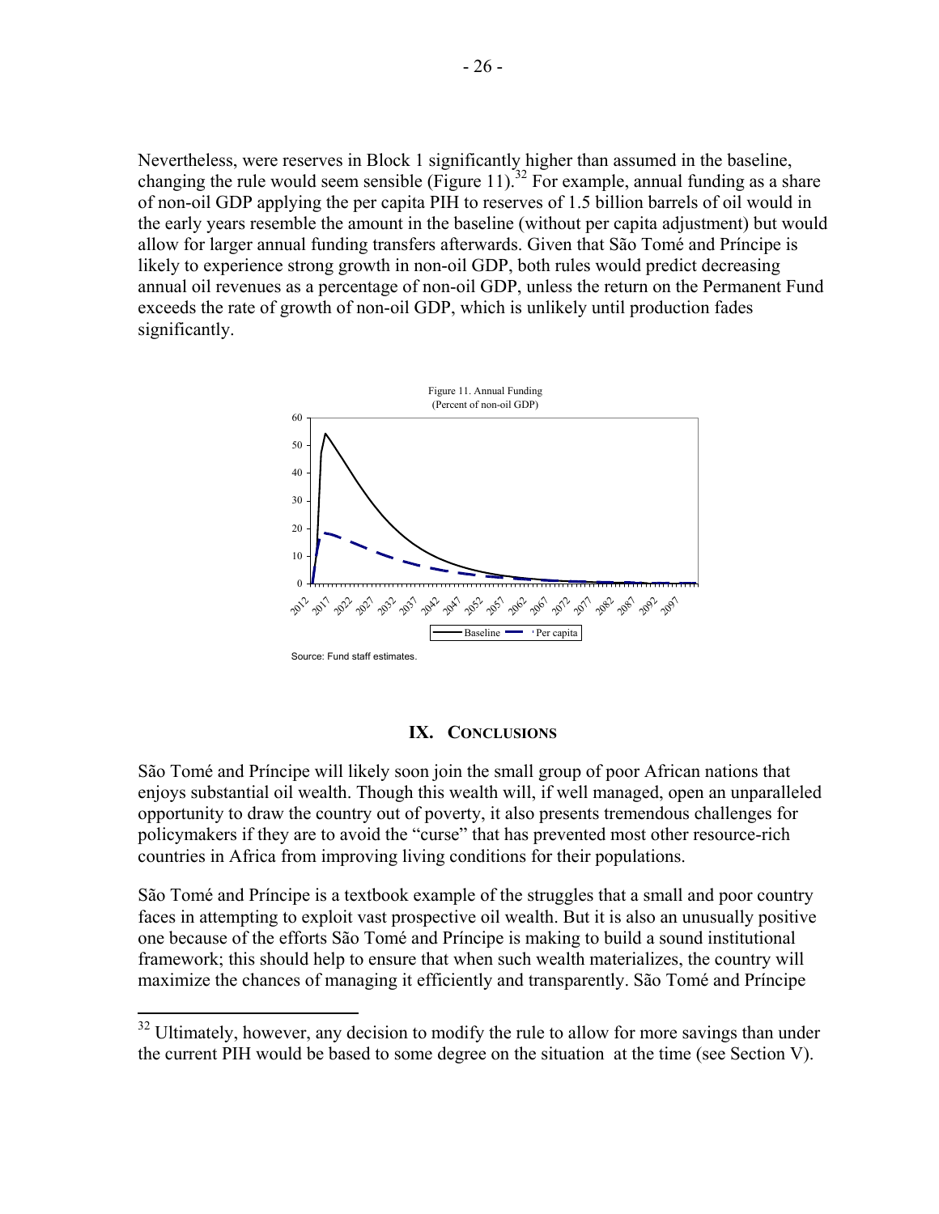Nevertheless, were reserves in Block 1 significantly higher than assumed in the baseline, changing the rule would seem sensible (Figure 11).[32] For example, annual funding as a share of non-oil GDP applying the per capita PIH to reserves of 1.5 billion barrels of oil would in the early years resemble the amount in the baseline (without per capita adjustment) but would allow for larger annual funding transfers afterwards. Given that São Tomé and Príncipe is likely to experience strong growth in non-oil GDP, both rules would predict decreasing annual oil revenues as a percentage of non-oil GDP, unless the return on the Permanent Fund exceeds the rate of growth of non-oil GDP, which is unlikely until production fades significantly.

Figure 11. Annual Funding
(Percent of non-oil GDP)

Source: Fund staff estimates.

## IX. Conclusions

São Tomé and Príncipe will likely soon join the small group of poor African nations that enjoys substantial oil wealth. Though this wealth will, if well managed, open an unparalleled opportunity to draw the country out of poverty, it also presents tremendous challenges for policymakers if they are to avoid the "curse" that has prevented most other resource-rich countries in Africa from improving living conditions for their populations.

São Tomé and Príncipe is a textbook example of the struggles that a small and poor country faces in attempting to exploit vast prospective oil wealth. But it is also an unusually positive one because of the efforts São Tomé and Príncipe is making to build a sound institutional framework; this should help to ensure that when such wealth materializes, the country will maximize the chances of managing it efficiently and transparently. São Tomé and Príncipe

[32] Ultimately, however, any decision to modify the rule to allow for more savings than under the current PIH would be based to some degree on the situation at the time (see Section V).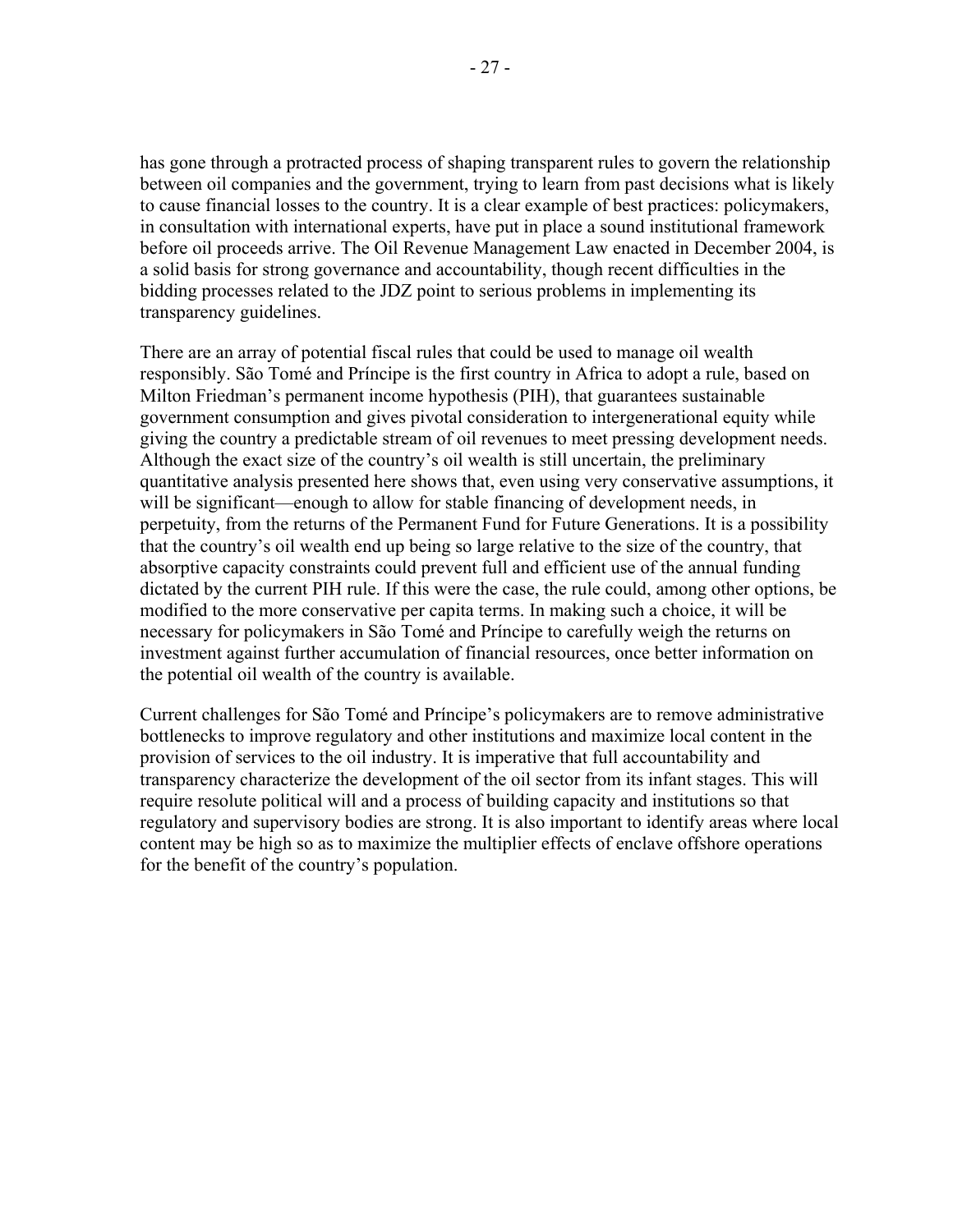has gone through a protracted process of shaping transparent rules to govern the relationship between oil companies and the government, trying to learn from past decisions what is likely to cause financial losses to the country. It is a clear example of best practices: policymakers, in consultation with international experts, have put in place a sound institutional framework before oil proceeds arrive. The Oil Revenue Management Law enacted in December 2004, is a solid basis for strong governance and accountability, though recent difficulties in the bidding processes related to the JDZ point to serious problems in implementing its transparency guidelines.

There are an array of potential fiscal rules that could be used to manage oil wealth responsibly. São Tomé and Príncipe is the first country in Africa to adopt a rule, based on Milton Friedman's permanent income hypothesis (PIH), that guarantees sustainable government consumption and gives pivotal consideration to intergenerational equity while giving the country a predictable stream of oil revenues to meet pressing development needs. Although the exact size of the country's oil wealth is still uncertain, the preliminary quantitative analysis presented here shows that, even using very conservative assumptions, it will be significant—enough to allow for stable financing of development needs, in perpetuity, from the returns of the Permanent Fund for Future Generations. It is a possibility that the country's oil wealth end up being so large relative to the size of the country, that absorptive capacity constraints could prevent full and efficient use of the annual funding dictated by the current PIH rule. If this were the case, the rule could, among other options, be modified to the more conservative per capita terms. In making such a choice, it will be necessary for policymakers in São Tomé and Príncipe to carefully weigh the returns on investment against further accumulation of financial resources, once better information on the potential oil wealth of the country is available.

Current challenges for São Tomé and Príncipe's policymakers are to remove administrative bottlenecks to improve regulatory and other institutions and maximize local content in the provision of services to the oil industry. It is imperative that full accountability and transparency characterize the development of the oil sector from its infant stages. This will require resolute political will and a process of building capacity and institutions so that regulatory and supervisory bodies are strong. It is also important to identify areas where local content may be high so as to maximize the multiplier effects of enclave offshore operations for the benefit of the country's population.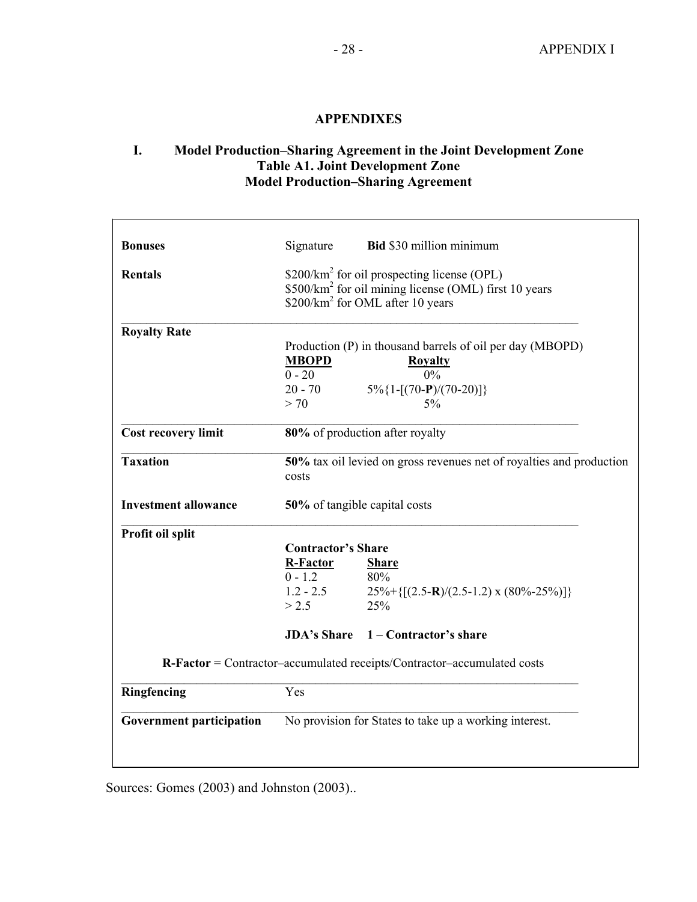# APPENDIXES

## I. Model Production–Sharing Agreement in the Joint Development Zone

**Table A1. Joint Development Zone**
**Model Production–Sharing Agreement**

| | | |
|---|---|---|
| **Bonuses** | Signature | **Bid** \$30 million minimum |
| **Rentals** | \$200/km$^2$ for oil prospecting license (OPL)<br>\$500/km$^2$ for oil mining license (OML) first 10 years<br>\$200/km$^2$ for OML after 10 years | |
| **Royalty Rate** | Production (P) in thousand barrels of oil per day (MBOPD) | |
| | **MBOPD** | **Royalty** |
| | 0 - 20 | 0% |
| | 20 - 70 | 5%{1-[(70-**P**)/(70-20)]} |
| | > 70 | 5% |
| **Cost recovery limit** | **80%** of production after royalty | |
| **Taxation** | **50%** tax oil levied on gross revenues net of royalties and production costs | |
| **Investment allowance** | **50%** of tangible capital costs | |
| **Profit oil split** | **Contractor's Share** | |
| | **R-Factor** | **Share** |
| | 0 - 1.2 | 80% |
| | 1.2 - 2.5 | 25%+{[(2.5-**R**)/(2.5-1.2) x (80%-25%)]} |
| | > 2.5 | 25% |
| | **JDA's Share** | **1 – Contractor's share** |
| **R-Factor** = Contractor–accumulated receipts/Contractor–accumulated costs | | |
| **Ringfencing** | Yes | |
| **Government participation** | No provision for States to take up a working interest. | |

Sources: Gomes (2003) and Johnston (2003)..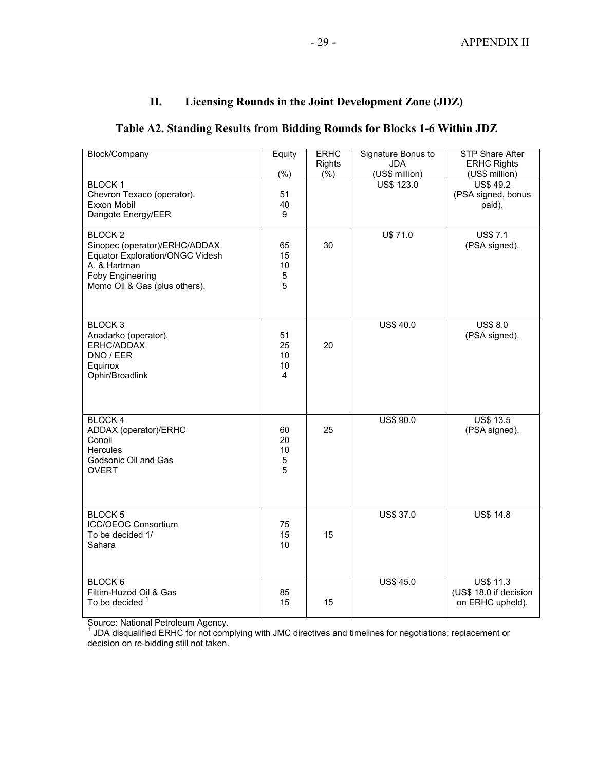## II. Licensing Rounds in the Joint Development Zone (JDZ)

### Table A2. Standing Results from Bidding Rounds for Blocks 1-6 Within JDZ

| Block/Company | Equity (%) | ERHC Rights (%) | Signature Bonus to JDA (US$ million) | STP Share After ERHC Rights (US$ million) |
|---|---|---|---|---|
| BLOCK 1 | | | US$ 123.0 | US$ 49.2 (PSA signed, bonus paid). |
| Chevron Texaco (operator). | 51 | | | |
| Exxon Mobil | 40 | | | |
| Dangote Energy/EER | 9 | | | |
| BLOCK 2 | | | U$ 71.0 | US$ 7.1 (PSA signed). |
| Sinopec (operator)/ERHC/ADDAX | 65 | 30 | | |
| Equator Exploration/ONGC Videsh | 15 | | | |
| A. & Hartman | 10 | | | |
| Foby Engineering | 5 | | | |
| Momo Oil & Gas (plus others). | 5 | | | |
| BLOCK 3 | | | US$ 40.0 | US$ 8.0 (PSA signed). |
| Anadarko (operator). | 51 | | | |
| ERHC/ADDAX | 25 | 20 | | |
| DNO / EER | 10 | | | |
| Equinox | 10 | | | |
| Ophir/Broadlink | 4 | | | |
| BLOCK 4 | | | US$ 90.0 | US$ 13.5 (PSA signed). |
| ADDAX (operator)/ERHC | 60 | 25 | | |
| Conoil | 20 | | | |
| Hercules | 10 | | | |
| Godsonic Oil and Gas | 5 | | | |
| OVERT | 5 | | | |
| BLOCK 5 | | | US$ 37.0 | US$ 14.8 |
| ICC/OEOC Consortium | 75 | | | |
| To be decided 1/ | 15 | 15 | | |
| Sahara | 10 | | | |
| BLOCK 6 | | | US$ 45.0 | US$ 11.3 (US$ 18.0 if decision on ERHC upheld). |
| Filtim-Huzod Oil & Gas | 85 | | | |
| To be decided [1] | 15 | 15 | | |

Source: National Petroleum Agency.

[1] JDA disqualified ERHC for not complying with JMC directives and timelines for negotiations; replacement or decision on re-bidding still not taken.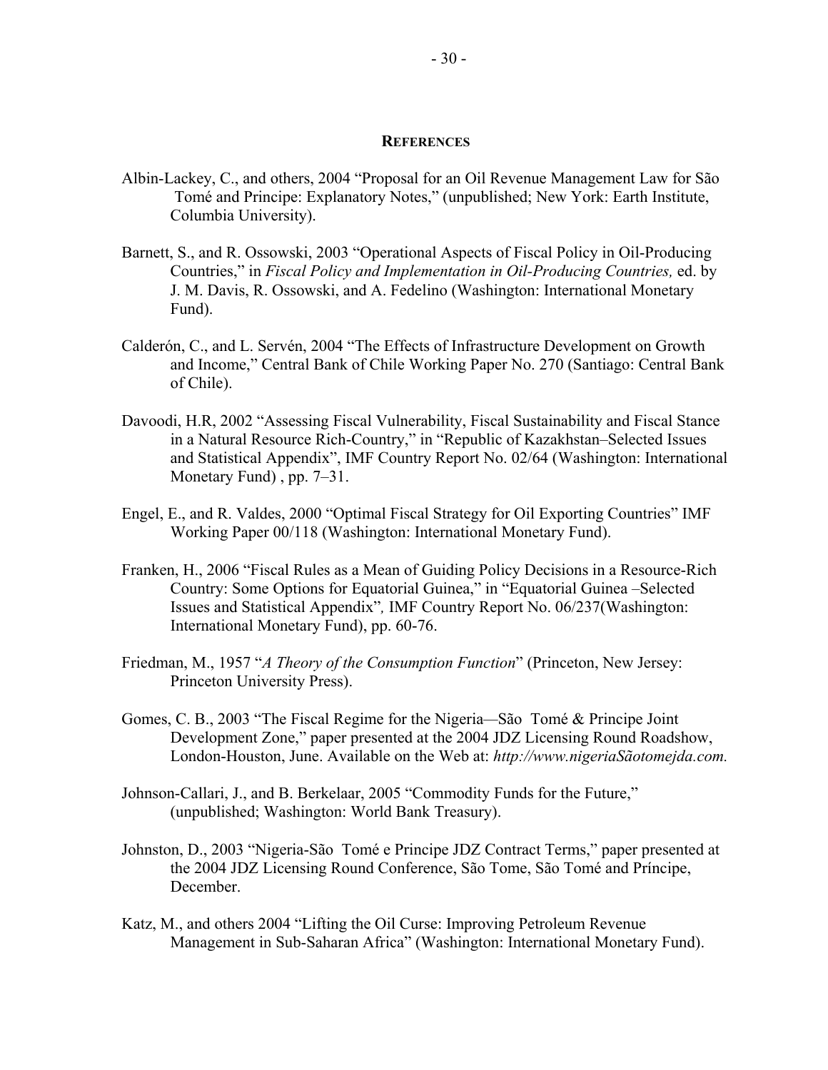## REFERENCES

Albin-Lackey, C., and others, 2004 "Proposal for an Oil Revenue Management Law for São Tomé and Principe: Explanatory Notes," (unpublished; New York: Earth Institute, Columbia University).

Barnett, S., and R. Ossowski, 2003 "Operational Aspects of Fiscal Policy in Oil-Producing Countries," in *Fiscal Policy and Implementation in Oil-Producing Countries,* ed. by J. M. Davis, R. Ossowski, and A. Fedelino (Washington: International Monetary Fund).

Calderón, C., and L. Servén, 2004 "The Effects of Infrastructure Development on Growth and Income," Central Bank of Chile Working Paper No. 270 (Santiago: Central Bank of Chile).

Davoodi, H.R, 2002 "Assessing Fiscal Vulnerability, Fiscal Sustainability and Fiscal Stance in a Natural Resource Rich-Country," in "Republic of Kazakhstan–Selected Issues and Statistical Appendix", IMF Country Report No. 02/64 (Washington: International Monetary Fund) , pp. 7–31.

Engel, E., and R. Valdes, 2000 "Optimal Fiscal Strategy for Oil Exporting Countries" IMF Working Paper 00/118 (Washington: International Monetary Fund).

Franken, H., 2006 "Fiscal Rules as a Mean of Guiding Policy Decisions in a Resource-Rich Country: Some Options for Equatorial Guinea," in "Equatorial Guinea –Selected Issues and Statistical Appendix"*,* IMF Country Report No. 06/237(Washington: International Monetary Fund), pp. 60-76.

Friedman, M., 1957 "*A Theory of the Consumption Function*" (Princeton, New Jersey: Princeton University Press).

Gomes, C. B., 2003 "The Fiscal Regime for the Nigeria—São Tomé & Principe Joint Development Zone," paper presented at the 2004 JDZ Licensing Round Roadshow, London-Houston, June. Available on the Web at: *http://www.nigeriaSãotomejda.com.*

Johnson-Callari, J., and B. Berkelaar, 2005 "Commodity Funds for the Future," (unpublished; Washington: World Bank Treasury).

Johnston, D., 2003 "Nigeria-São Tomé e Principe JDZ Contract Terms," paper presented at the 2004 JDZ Licensing Round Conference, São Tome, São Tomé and Príncipe, December.

Katz, M., and others 2004 "Lifting the Oil Curse: Improving Petroleum Revenue Management in Sub-Saharan Africa" (Washington: International Monetary Fund).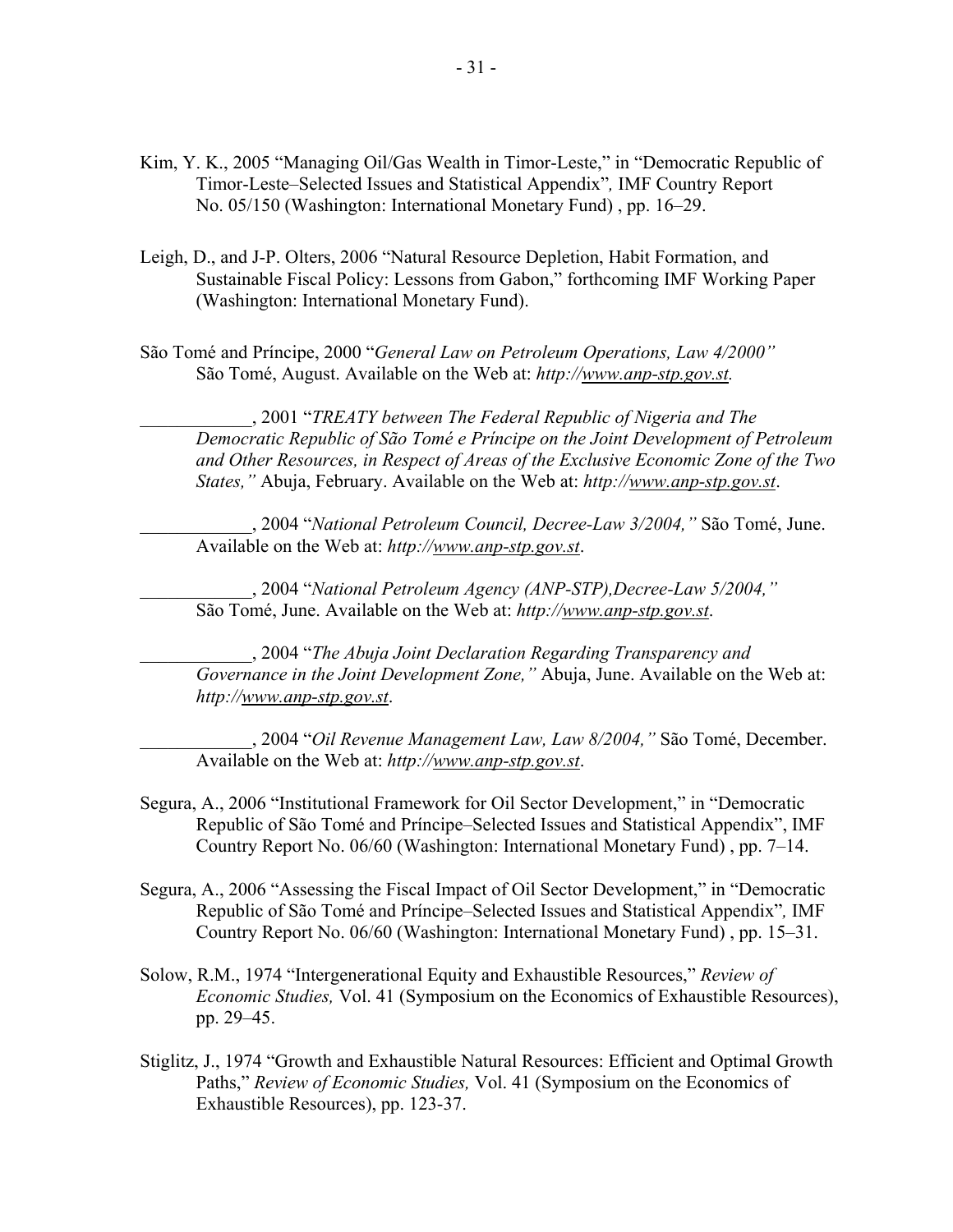Kim, Y. K., 2005 "Managing Oil/Gas Wealth in Timor-Leste," in "Democratic Republic of Timor-Leste–Selected Issues and Statistical Appendix", IMF Country Report No. 05/150 (Washington: International Monetary Fund) , pp. 16–29.

Leigh, D., and J-P. Olters, 2006 "Natural Resource Depletion, Habit Formation, and Sustainable Fiscal Policy: Lessons from Gabon," forthcoming IMF Working Paper (Washington: International Monetary Fund).

São Tomé and Príncipe, 2000 "*General Law on Petroleum Operations, Law 4/2000*" São Tomé, August. Available on the Web at: *http://www.anp-stp.gov.st.*

____________, 2001 "*TREATY between The Federal Republic of Nigeria and The Democratic Republic of São Tomé e Príncipe on the Joint Development of Petroleum and Other Resources, in Respect of Areas of the Exclusive Economic Zone of the Two States,*" Abuja, February. Available on the Web at: *http://www.anp-stp.gov.st*.

____________, 2004 "*National Petroleum Council, Decree-Law 3/2004,*" São Tomé, June. Available on the Web at: *http://www.anp-stp.gov.st*.

____________, 2004 "*National Petroleum Agency (ANP-STP),Decree-Law 5/2004,*" São Tomé, June. Available on the Web at: *http://www.anp-stp.gov.st*.

____________, 2004 "*The Abuja Joint Declaration Regarding Transparency and Governance in the Joint Development Zone,*" Abuja, June. Available on the Web at: *http://www.anp-stp.gov.st*.

____________, 2004 "*Oil Revenue Management Law, Law 8/2004,*" São Tomé, December. Available on the Web at: *http://www.anp-stp.gov.st*.

Segura, A., 2006 "Institutional Framework for Oil Sector Development," in "Democratic Republic of São Tomé and Príncipe–Selected Issues and Statistical Appendix", IMF Country Report No. 06/60 (Washington: International Monetary Fund) , pp. 7–14.

Segura, A., 2006 "Assessing the Fiscal Impact of Oil Sector Development," in "Democratic Republic of São Tomé and Príncipe–Selected Issues and Statistical Appendix", IMF Country Report No. 06/60 (Washington: International Monetary Fund) , pp. 15–31.

Solow, R.M., 1974 "Intergenerational Equity and Exhaustible Resources," *Review of Economic Studies,* Vol. 41 (Symposium on the Economics of Exhaustible Resources), pp. 29–45.

Stiglitz, J., 1974 "Growth and Exhaustible Natural Resources: Efficient and Optimal Growth Paths," *Review of Economic Studies,* Vol. 41 (Symposium on the Economics of Exhaustible Resources), pp. 123-37.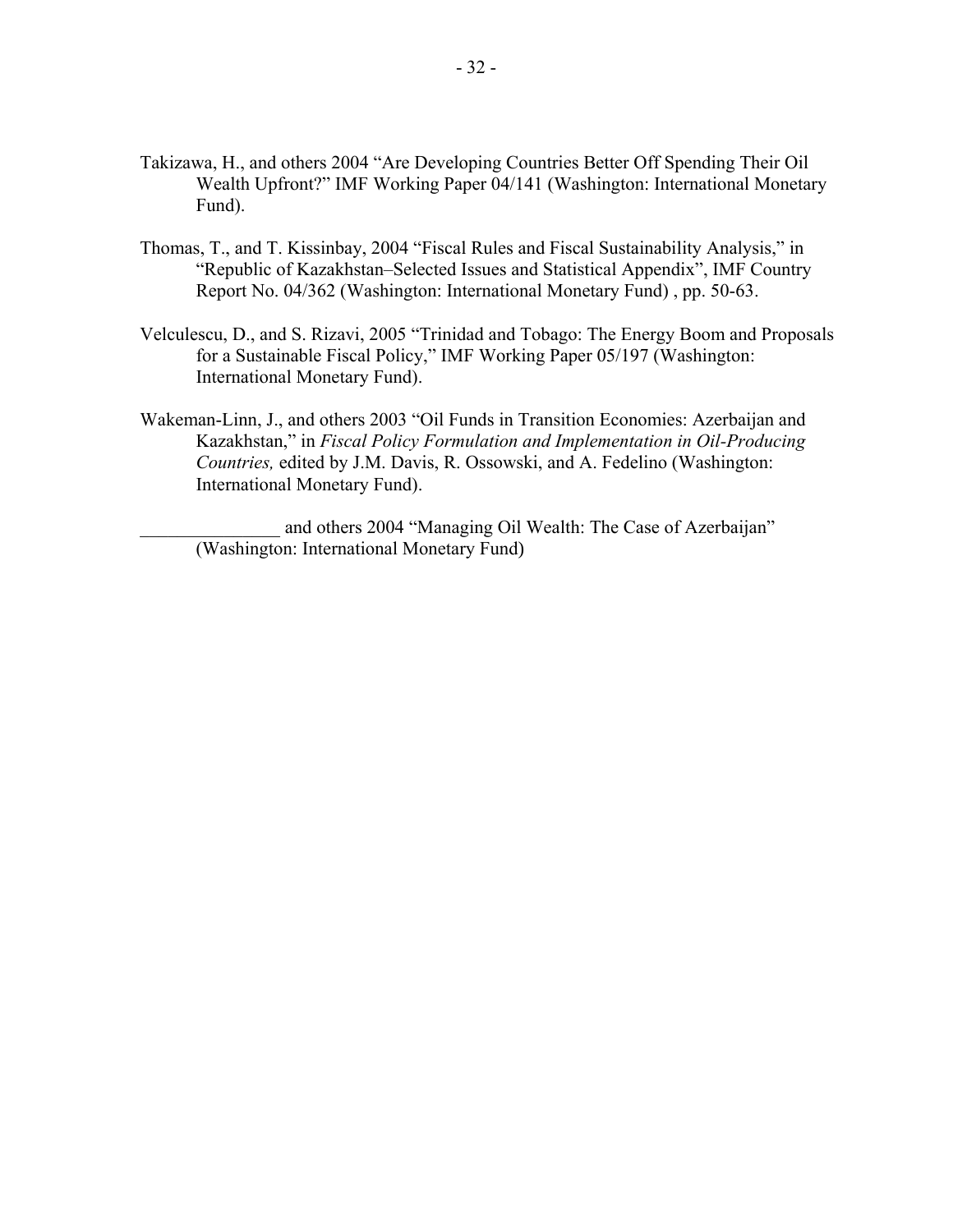Takizawa, H., and others 2004 "Are Developing Countries Better Off Spending Their Oil Wealth Upfront?" IMF Working Paper 04/141 (Washington: International Monetary Fund).

Thomas, T., and T. Kissinbay, 2004 "Fiscal Rules and Fiscal Sustainability Analysis," in "Republic of Kazakhstan–Selected Issues and Statistical Appendix", IMF Country Report No. 04/362 (Washington: International Monetary Fund) , pp. 50-63.

Velculescu, D., and S. Rizavi, 2005 "Trinidad and Tobago: The Energy Boom and Proposals for a Sustainable Fiscal Policy," IMF Working Paper 05/197 (Washington: International Monetary Fund).

Wakeman-Linn, J., and others 2003 "Oil Funds in Transition Economies: Azerbaijan and Kazakhstan," in *Fiscal Policy Formulation and Implementation in Oil-Producing Countries,* edited by J.M. Davis, R. Ossowski, and A. Fedelino (Washington: International Monetary Fund).

_______________ and others 2004 "Managing Oil Wealth: The Case of Azerbaijan" (Washington: International Monetary Fund)